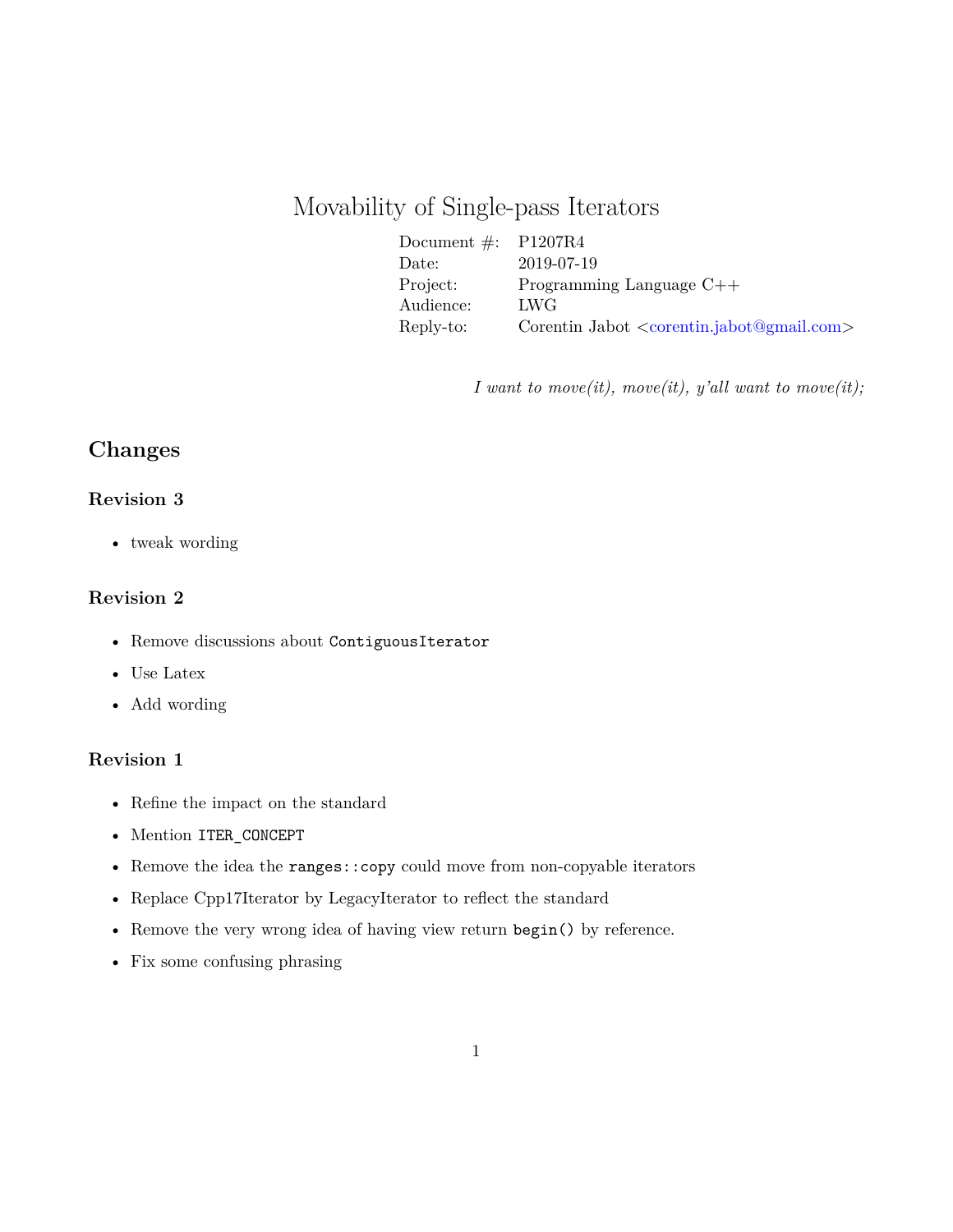# Movability of Single-pass Iterators

| | |
|---|---|
| Document #: | P1207R4 |
| Date: | 2019-07-19 |
| Project: | Programming Language C++ |
| Audience: | LWG |
| Reply-to: | Corentin Jabot <corentin.jabot@gmail.com> |

*I want to move(it), move(it), y'all want to move(it);*

## Changes

### Revision 3

- tweak wording

### Revision 2

- Remove discussions about `ContiguousIterator`
- Use Latex
- Add wording

### Revision 1

- Refine the impact on the standard
- Mention `ITER_CONCEPT`
- Remove the idea the `ranges::copy` could move from non-copyable iterators
- Replace Cpp17Iterator by LegacyIterator to reflect the standard
- Remove the very wrong idea of having view return `begin()` by reference.
- Fix some confusing phrasing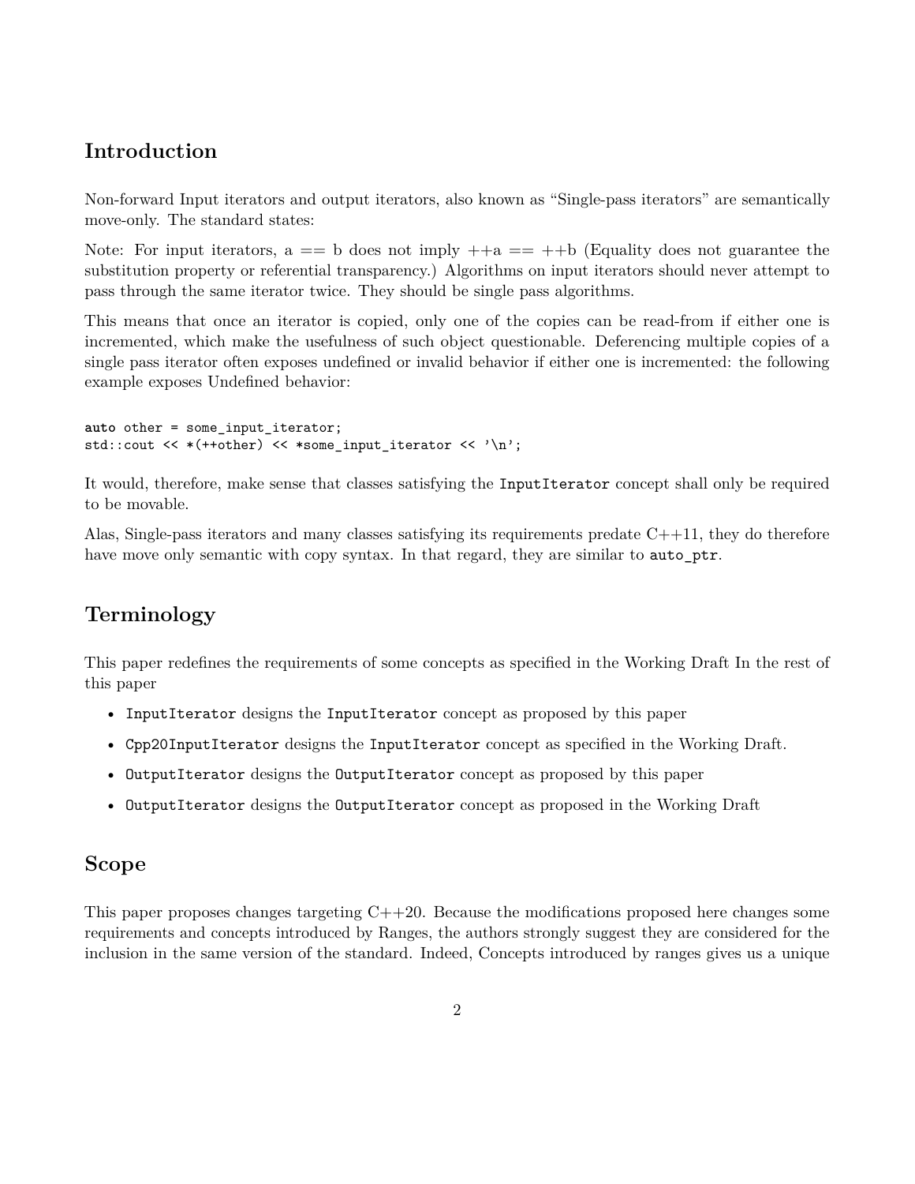## Introduction

Non-forward Input iterators and output iterators, also known as "Single-pass iterators" are semantically move-only. The standard states:

Note: For input iterators, a == b does not imply ++a == ++b (Equality does not guarantee the substitution property or referential transparency.) Algorithms on input iterators should never attempt to pass through the same iterator twice. They should be single pass algorithms.

This means that once an iterator is copied, only one of the copies can be read-from if either one is incremented, which make the usefulness of such object questionable. Deferencing multiple copies of a single pass iterator often exposes undefined or invalid behavior if either one is incremented: the following example exposes Undefined behavior:

```
auto other = some_input_iterator;
std::cout << *(++other) << *some_input_iterator << '\n';
```

It would, therefore, make sense that classes satisfying the `InputIterator` concept shall only be required to be movable.

Alas, Single-pass iterators and many classes satisfying its requirements predate C++11, they do therefore have move only semantic with copy syntax. In that regard, they are similar to `auto_ptr`.

## Terminology

This paper redefines the requirements of some concepts as specified in the Working Draft In the rest of this paper

- `InputIterator` designs the `InputIterator` concept as proposed by this paper
- `Cpp20InputIterator` designs the `InputIterator` concept as specified in the Working Draft.
- `OutputIterator` designs the `OutputIterator` concept as proposed by this paper
- `OutputIterator` designs the `OutputIterator` concept as proposed in the Working Draft

## Scope

This paper proposes changes targeting C++20. Because the modifications proposed here changes some requirements and concepts introduced by Ranges, the authors strongly suggest they are considered for the inclusion in the same version of the standard. Indeed, Concepts introduced by ranges gives us a unique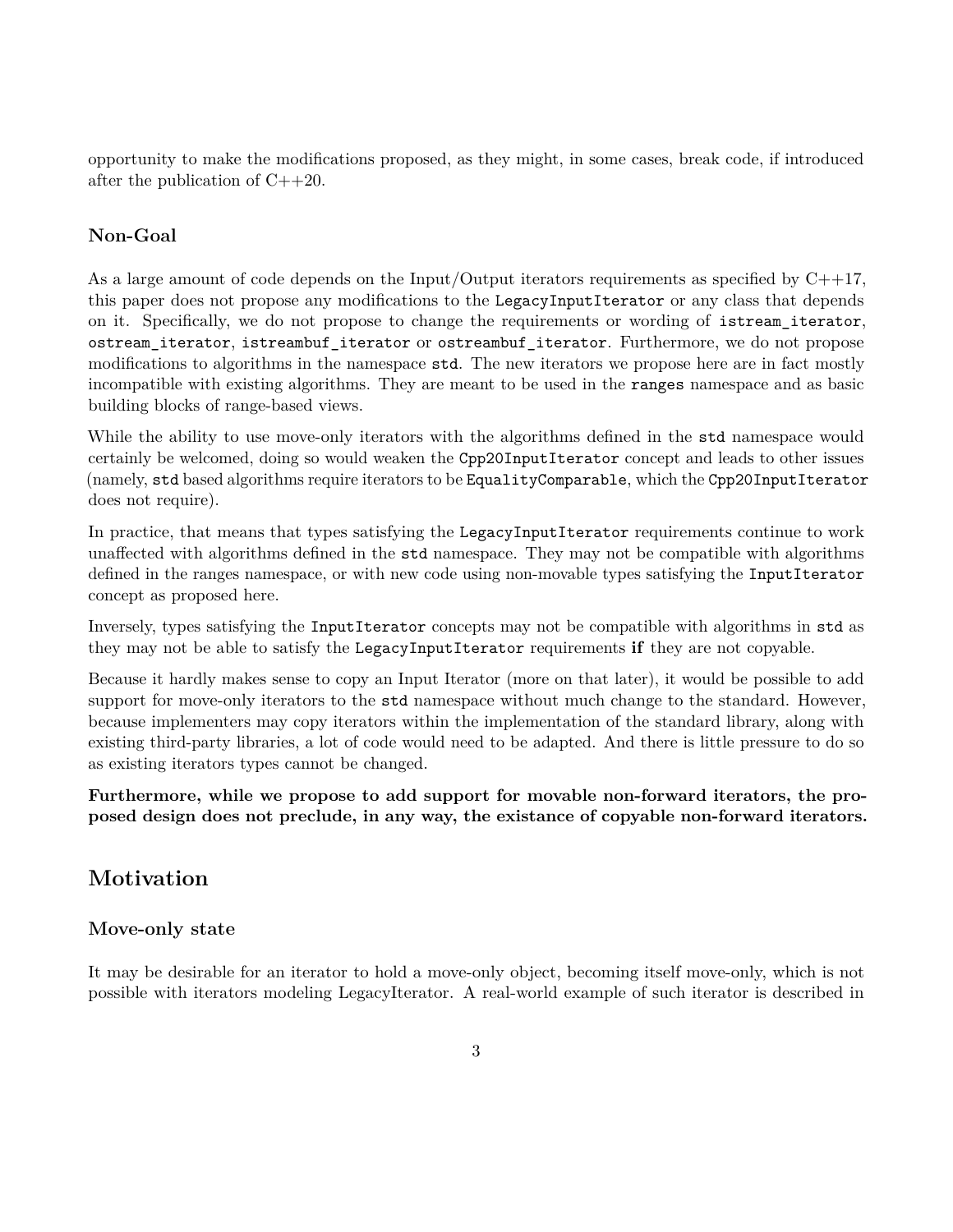opportunity to make the modifications proposed, as they might, in some cases, break code, if introduced after the publication of C++20.

### Non-Goal

As a large amount of code depends on the Input/Output iterators requirements as specified by C++17, this paper does not propose any modifications to the `LegacyInputIterator` or any class that depends on it. Specifically, we do not propose to change the requirements or wording of `istream_iterator`, `ostream_iterator`, `istreambuf_iterator` or `ostreambuf_iterator`. Furthermore, we do not propose modifications to algorithms in the namespace `std`. The new iterators we propose here are in fact mostly incompatible with existing algorithms. They are meant to be used in the `ranges` namespace and as basic building blocks of range-based views.

While the ability to use move-only iterators with the algorithms defined in the `std` namespace would certainly be welcomed, doing so would weaken the `Cpp20InputIterator` concept and leads to other issues (namely, `std` based algorithms require iterators to be `EqualityComparable`, which the `Cpp20InputIterator` does not require).

In practice, that means that types satisfying the `LegacyInputIterator` requirements continue to work unaffected with algorithms defined in the `std` namespace. They may not be compatible with algorithms defined in the ranges namespace, or with new code using non-movable types satisfying the `InputIterator` concept as proposed here.

Inversely, types satisfying the `InputIterator` concepts may not be compatible with algorithms in `std` as they may not be able to satisfy the `LegacyInputIterator` requirements **if** they are not copyable.

Because it hardly makes sense to copy an Input Iterator (more on that later), it would be possible to add support for move-only iterators to the `std` namespace without much change to the standard. However, because implementers may copy iterators within the implementation of the standard library, along with existing third-party libraries, a lot of code would need to be adapted. And there is little pressure to do so as existing iterators types cannot be changed.

**Furthermore, while we propose to add support for movable non-forward iterators, the proposed design does not preclude, in any way, the existance of copyable non-forward iterators.**

## Motivation

### Move-only state

It may be desirable for an iterator to hold a move-only object, becoming itself move-only, which is not possible with iterators modeling LegacyIterator. A real-world example of such iterator is described in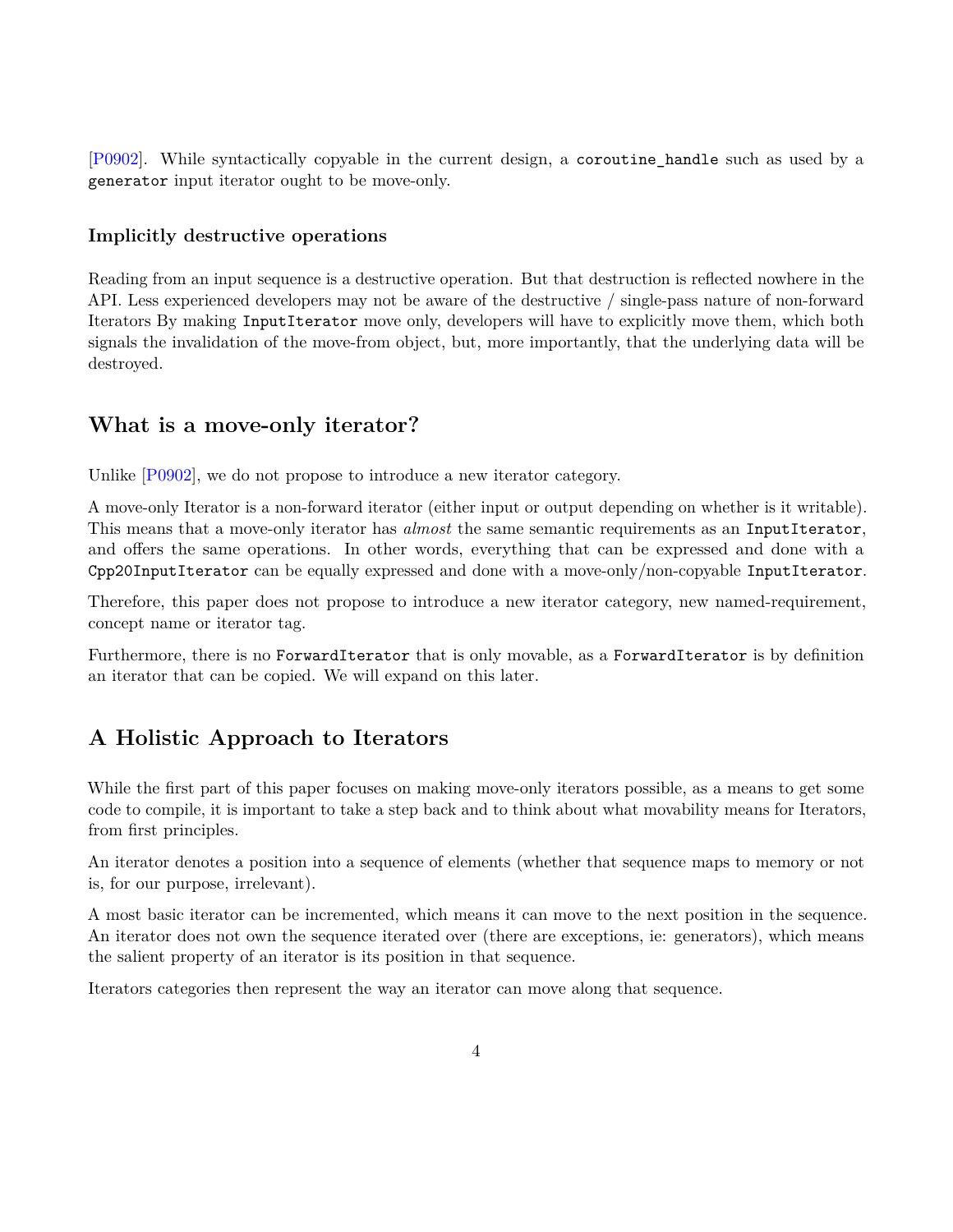[P0902]. While syntactically copyable in the current design, a `coroutine_handle` such as used by a `generator` input iterator ought to be move-only.

### Implicitly destructive operations

Reading from an input sequence is a destructive operation. But that destruction is reflected nowhere in the API. Less experienced developers may not be aware of the destructive / single-pass nature of non-forward Iterators By making `InputIterator` move only, developers will have to explicitly move them, which both signals the invalidation of the move-from object, but, more importantly, that the underlying data will be destroyed.

## What is a move-only iterator?

Unlike [P0902], we do not propose to introduce a new iterator category.

A move-only Iterator is a non-forward iterator (either input or output depending on whether is it writable). This means that a move-only iterator has *almost* the same semantic requirements as an `InputIterator`, and offers the same operations. In other words, everything that can be expressed and done with a `Cpp20InputIterator` can be equally expressed and done with a move-only/non-copyable `InputIterator`.

Therefore, this paper does not propose to introduce a new iterator category, new named-requirement, concept name or iterator tag.

Furthermore, there is no `ForwardIterator` that is only movable, as a `ForwardIterator` is by definition an iterator that can be copied. We will expand on this later.

## A Holistic Approach to Iterators

While the first part of this paper focuses on making move-only iterators possible, as a means to get some code to compile, it is important to take a step back and to think about what movability means for Iterators, from first principles.

An iterator denotes a position into a sequence of elements (whether that sequence maps to memory or not is, for our purpose, irrelevant).

A most basic iterator can be incremented, which means it can move to the next position in the sequence. An iterator does not own the sequence iterated over (there are exceptions, ie: generators), which means the salient property of an iterator is its position in that sequence.

Iterators categories then represent the way an iterator can move along that sequence.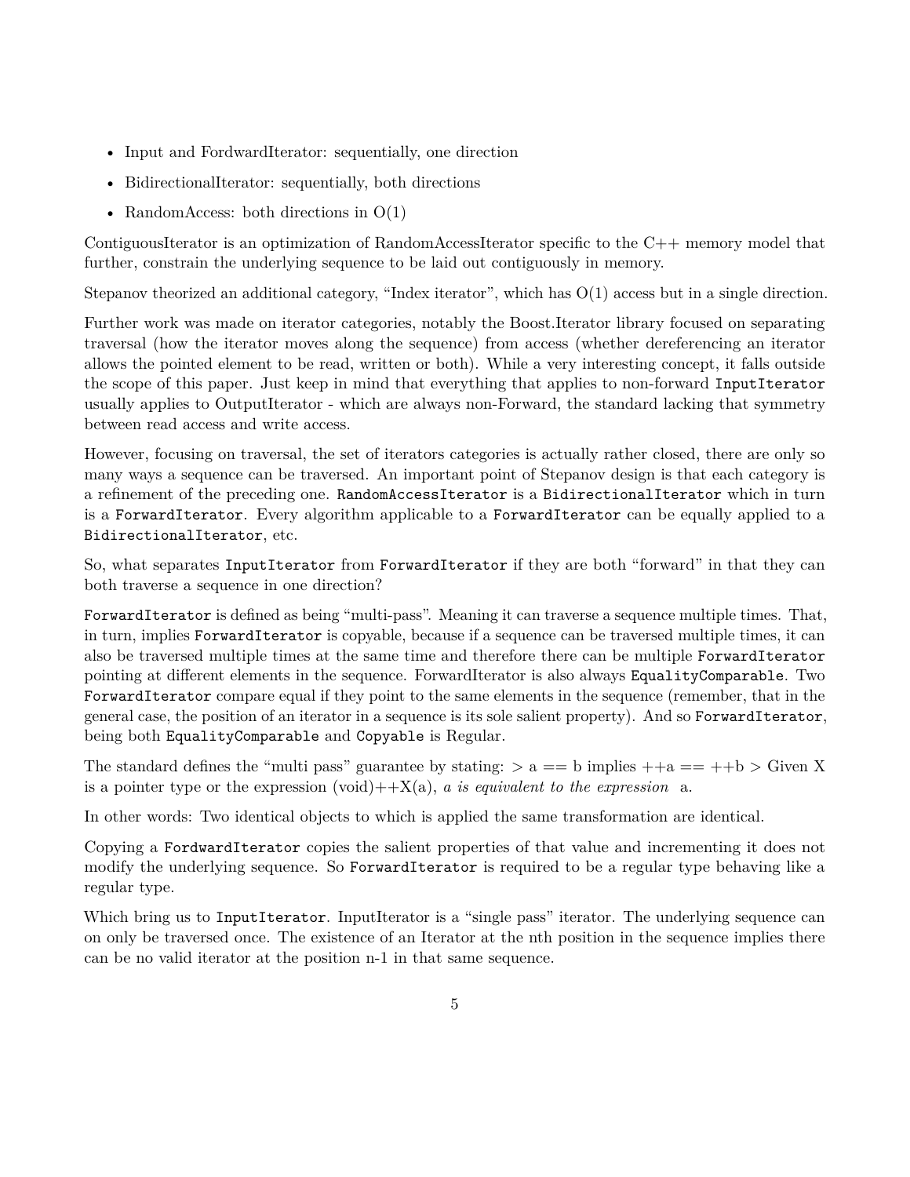- Input and FordwardIterator: sequentially, one direction
- BidirectionalIterator: sequentially, both directions
- RandomAccess: both directions in O(1)

ContiguousIterator is an optimization of RandomAccessIterator specific to the C++ memory model that further, constrain the underlying sequence to be laid out contiguously in memory.

Stepanov theorized an additional category, "Index iterator", which has O(1) access but in a single direction.

Further work was made on iterator categories, notably the Boost.Iterator library focused on separating traversal (how the iterator moves along the sequence) from access (whether dereferencing an iterator allows the pointed element to be read, written or both). While a very interesting concept, it falls outside the scope of this paper. Just keep in mind that everything that applies to non-forward `InputIterator` usually applies to OutputIterator - which are always non-Forward, the standard lacking that symmetry between read access and write access.

However, focusing on traversal, the set of iterators categories is actually rather closed, there are only so many ways a sequence can be traversed. An important point of Stepanov design is that each category is a refinement of the preceding one. `RandomAccessIterator` is a `BidirectionalIterator` which in turn is a `ForwardIterator`. Every algorithm applicable to a `ForwardIterator` can be equally applied to a `BidirectionalIterator`, etc.

So, what separates `InputIterator` from `ForwardIterator` if they are both "forward" in that they can both traverse a sequence in one direction?

`ForwardIterator` is defined as being "multi-pass". Meaning it can traverse a sequence multiple times. That, in turn, implies `ForwardIterator` is copyable, because if a sequence can be traversed multiple times, it can also be traversed multiple times at the same time and therefore there can be multiple `ForwardIterator` pointing at different elements in the sequence. ForwardIterator is also always `EqualityComparable`. Two `ForwardIterator` compare equal if they point to the same elements in the sequence (remember, that in the general case, the position of an iterator in a sequence is its sole salient property). And so `ForwardIterator`, being both `EqualityComparable` and `Copyable` is Regular.

The standard defines the "multi pass" guarantee by stating: > a == b implies ++a == ++b > Given X is a pointer type or the expression (void)++X(a), *a is equivalent to the expression* a.

In other words: Two identical objects to which is applied the same transformation are identical.

Copying a `FordwardIterator` copies the salient properties of that value and incrementing it does not modify the underlying sequence. So `ForwardIterator` is required to be a regular type behaving like a regular type.

Which bring us to `InputIterator`. InputIterator is a "single pass" iterator. The underlying sequence can on only be traversed once. The existence of an Iterator at the nth position in the sequence implies there can be no valid iterator at the position n-1 in that same sequence.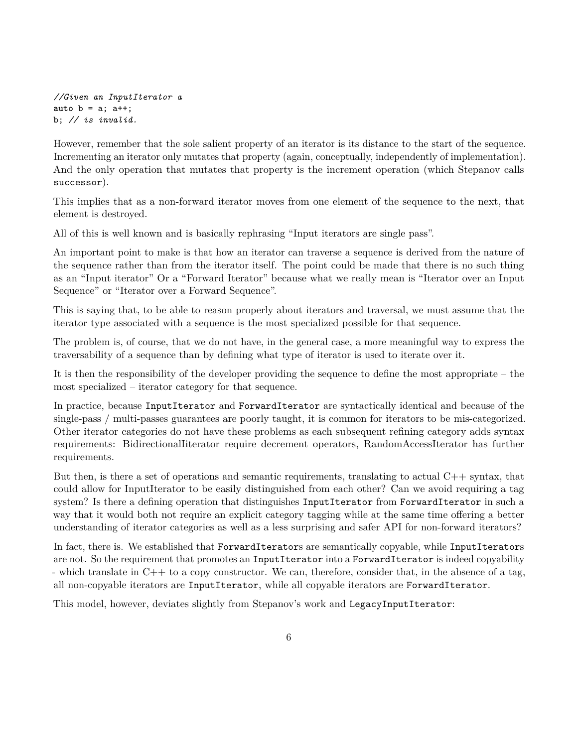```
//Given an InputIterator a
auto b = a; a++;
b; // is invalid.
```

However, remember that the sole salient property of an iterator is its distance to the start of the sequence. Incrementing an iterator only mutates that property (again, conceptually, independently of implementation). And the only operation that mutates that property is the increment operation (which Stepanov calls `successor`).

This implies that as a non-forward iterator moves from one element of the sequence to the next, that element is destroyed.

All of this is well known and is basically rephrasing "Input iterators are single pass".

An important point to make is that how an iterator can traverse a sequence is derived from the nature of the sequence rather than from the iterator itself. The point could be made that there is no such thing as an "Input iterator" Or a "Forward Iterator" because what we really mean is "Iterator over an Input Sequence" or "Iterator over a Forward Sequence".

This is saying that, to be able to reason properly about iterators and traversal, we must assume that the iterator type associated with a sequence is the most specialized possible for that sequence.

The problem is, of course, that we do not have, in the general case, a more meaningful way to express the traversability of a sequence than by defining what type of iterator is used to iterate over it.

It is then the responsibility of the developer providing the sequence to define the most appropriate – the most specialized – iterator category for that sequence.

In practice, because `InputIterator` and `ForwardIterator` are syntactically identical and because of the single-pass / multi-passes guarantees are poorly taught, it is common for iterators to be mis-categorized. Other iterator categories do not have these problems as each subsequent refining category adds syntax requirements: BidirectionalIiterator require decrement operators, RandomAccessIterator has further requirements.

But then, is there a set of operations and semantic requirements, translating to actual C++ syntax, that could allow for InputIterator to be easily distinguished from each other? Can we avoid requiring a tag system? Is there a defining operation that distinguishes `InputIterator` from `ForwardIterator` in such a way that it would both not require an explicit category tagging while at the same time offering a better understanding of iterator categories as well as a less surprising and safer API for non-forward iterators?

In fact, there is. We established that `ForwardIterator`s are semantically copyable, while `InputIterator`s are not. So the requirement that promotes an `InputIterator` into a `ForwardIterator` is indeed copyability - which translate in C++ to a copy constructor. We can, therefore, consider that, in the absence of a tag, all non-copyable iterators are `InputIterator`, while all copyable iterators are `ForwardIterator`.

This model, however, deviates slightly from Stepanov's work and `LegacyInputIterator`: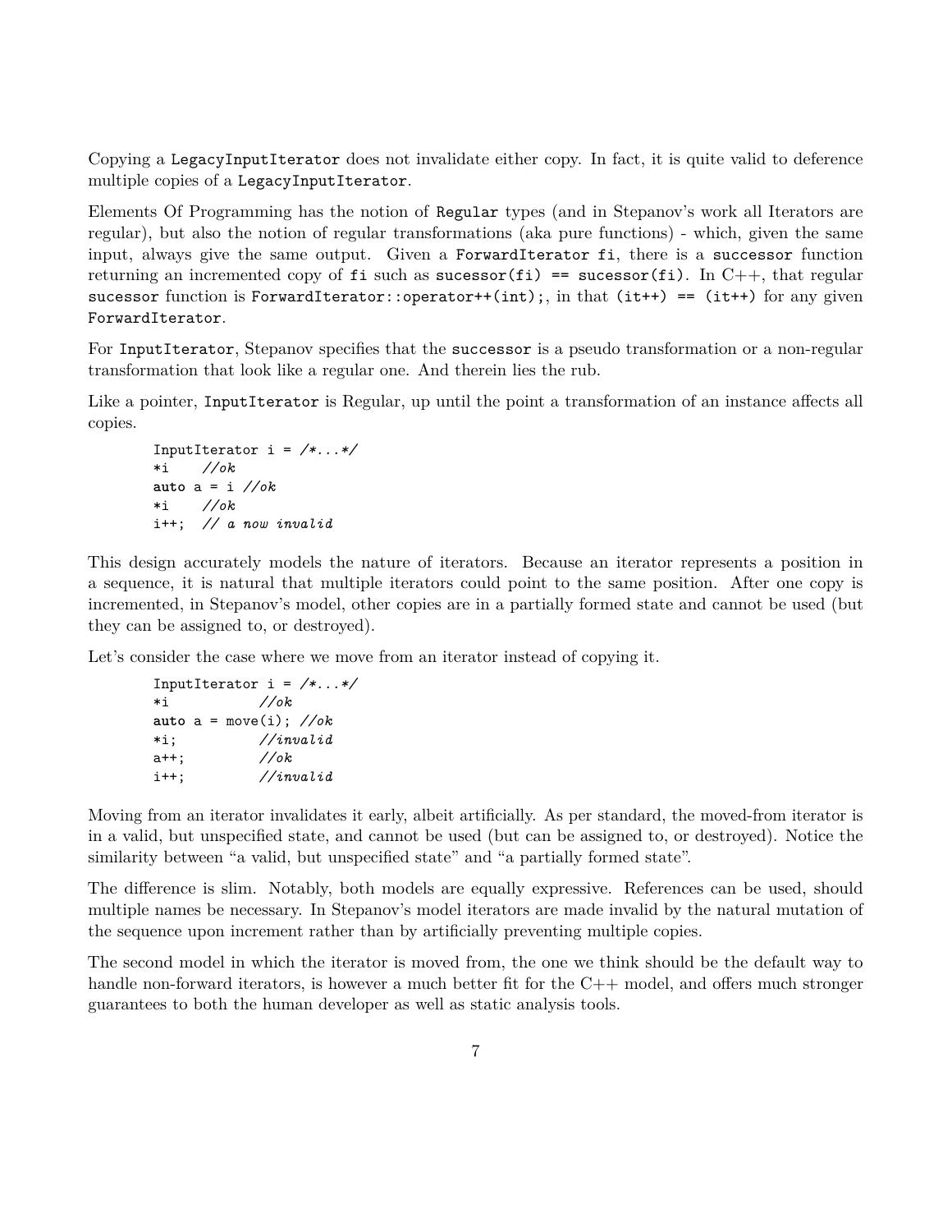Copying a `LegacyInputIterator` does not invalidate either copy. In fact, it is quite valid to deference multiple copies of a `LegacyInputIterator`.

Elements Of Programming has the notion of `Regular` types (and in Stepanov's work all Iterators are regular), but also the notion of regular transformations (aka pure functions) - which, given the same input, always give the same output. Given a `ForwardIterator fi`, there is a `successor` function returning an incremented copy of `fi` such as `sucessor(fi) == sucessor(fi)`. In C++, that regular `sucessor` function is `ForwardIterator::operator++(int);`, in that `(it++) == (it++)` for any given `ForwardIterator`.

For `InputIterator`, Stepanov specifies that the `successor` is a pseudo transformation or a non-regular transformation that look like a regular one. And therein lies the rub.

Like a pointer, `InputIterator` is Regular, up until the point a transformation of an instance affects all copies.

```
InputIterator i = /*...*/
*i    //ok
auto a = i //ok
*i    //ok
i++;  // a now invalid
```

This design accurately models the nature of iterators. Because an iterator represents a position in a sequence, it is natural that multiple iterators could point to the same position. After one copy is incremented, in Stepanov's model, other copies are in a partially formed state and cannot be used (but they can be assigned to, or destroyed).

Let's consider the case where we move from an iterator instead of copying it.

```
InputIterator i = /*...*/
*i              //ok
auto a = move(i); //ok
*i;             //invalid
a++;            //ok
i++;            //invalid
```

Moving from an iterator invalidates it early, albeit artificially. As per standard, the moved-from iterator is in a valid, but unspecified state, and cannot be used (but can be assigned to, or destroyed). Notice the similarity between "a valid, but unspecified state" and "a partially formed state".

The difference is slim. Notably, both models are equally expressive. References can be used, should multiple names be necessary. In Stepanov's model iterators are made invalid by the natural mutation of the sequence upon increment rather than by artificially preventing multiple copies.

The second model in which the iterator is moved from, the one we think should be the default way to handle non-forward iterators, is however a much better fit for the C++ model, and offers much stronger guarantees to both the human developer as well as static analysis tools.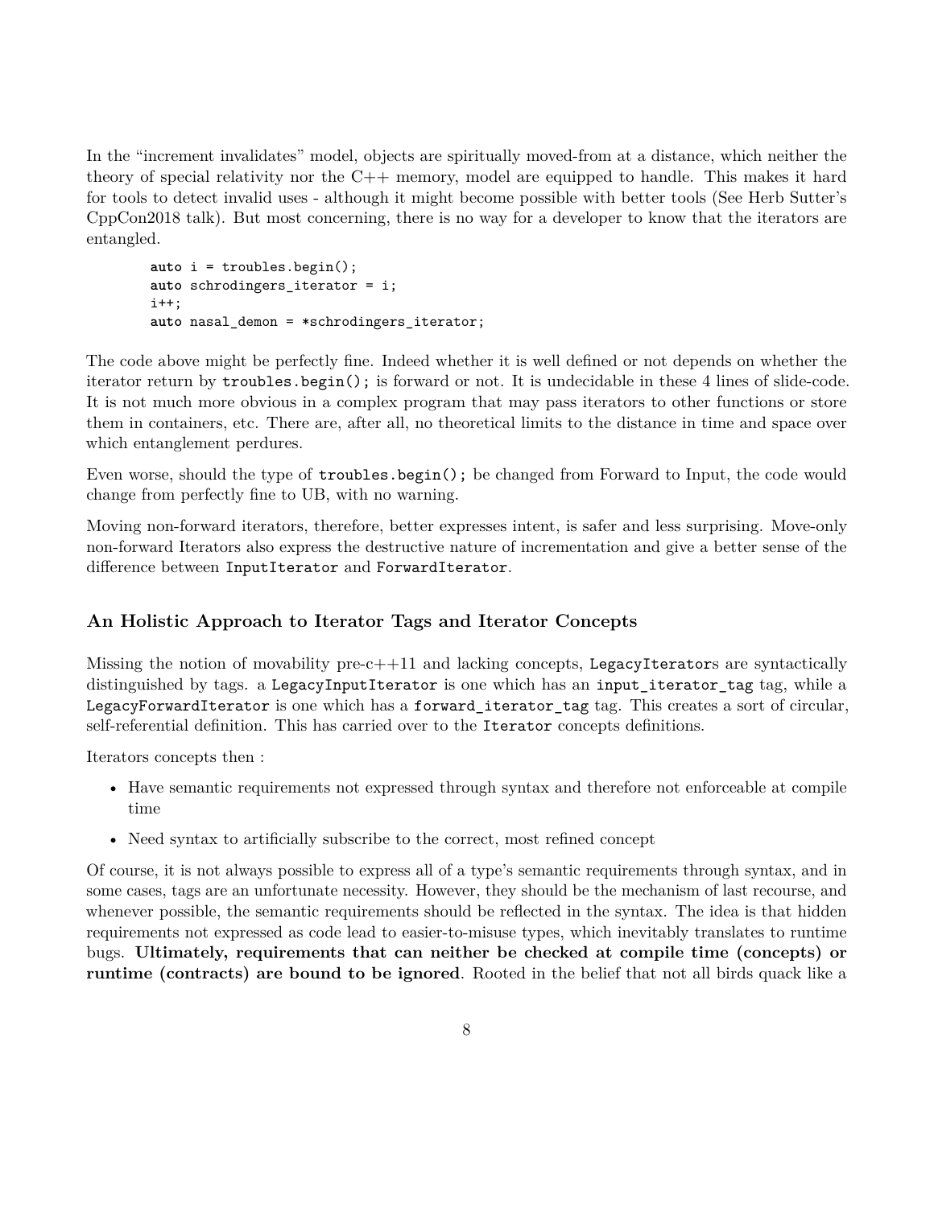In the "increment invalidates" model, objects are spiritually moved-from at a distance, which neither the theory of special relativity nor the C++ memory, model are equipped to handle. This makes it hard for tools to detect invalid uses - although it might become possible with better tools (See Herb Sutter's CppCon2018 talk). But most concerning, there is no way for a developer to know that the iterators are entangled.

```
auto i = troubles.begin();
auto schrodingers_iterator = i;
i++;
auto nasal_demon = *schrodingers_iterator;
```

The code above might be perfectly fine. Indeed whether it is well defined or not depends on whether the iterator return by `troubles.begin();` is forward or not. It is undecidable in these 4 lines of slide-code. It is not much more obvious in a complex program that may pass iterators to other functions or store them in containers, etc. There are, after all, no theoretical limits to the distance in time and space over which entanglement perdures.

Even worse, should the type of `troubles.begin();` be changed from Forward to Input, the code would change from perfectly fine to UB, with no warning.

Moving non-forward iterators, therefore, better expresses intent, is safer and less surprising. Move-only non-forward Iterators also express the destructive nature of incrementation and give a better sense of the difference between `InputIterator` and `ForwardIterator`.

### An Holistic Approach to Iterator Tags and Iterator Concepts

Missing the notion of movability pre-c++11 and lacking concepts, `LegacyIterator`s are syntactically distinguished by tags. a `LegacyInputIterator` is one which has an `input_iterator_tag` tag, while a `LegacyForwardIterator` is one which has a `forward_iterator_tag` tag. This creates a sort of circular, self-referential definition. This has carried over to the `Iterator` concepts definitions.

Iterators concepts then :

- Have semantic requirements not expressed through syntax and therefore not enforceable at compile time
- Need syntax to artificially subscribe to the correct, most refined concept

Of course, it is not always possible to express all of a type's semantic requirements through syntax, and in some cases, tags are an unfortunate necessity. However, they should be the mechanism of last recourse, and whenever possible, the semantic requirements should be reflected in the syntax. The idea is that hidden requirements not expressed as code lead to easier-to-misuse types, which inevitably translates to runtime bugs. **Ultimately, requirements that can neither be checked at compile time (concepts) or runtime (contracts) are bound to be ignored**. Rooted in the belief that not all birds quack like a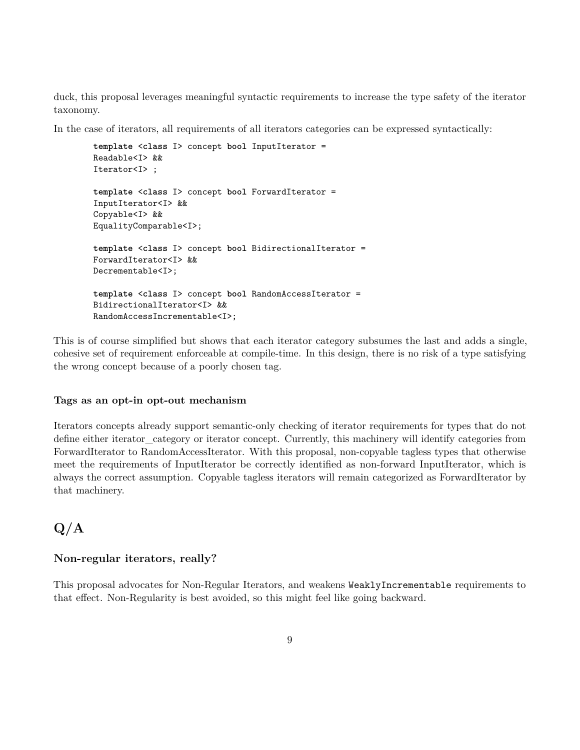duck, this proposal leverages meaningful syntactic requirements to increase the type safety of the iterator taxonomy.

In the case of iterators, all requirements of all iterators categories can be expressed syntactically:

```
template <class I> concept bool InputIterator =
Readable<I> &&
Iterator<I> ;

template <class I> concept bool ForwardIterator =
InputIterator<I> &&
Copyable<I> &&
EqualityComparable<I>;

template <class I> concept bool BidirectionalIterator =
ForwardIterator<I> &&
Decrementable<I>;

template <class I> concept bool RandomAccessIterator =
BidirectionalIterator<I> &&
RandomAccessIncrementable<I>;
```

This is of course simplified but shows that each iterator category subsumes the last and adds a single, cohesive set of requirement enforceable at compile-time. In this design, there is no risk of a type satisfying the wrong concept because of a poorly chosen tag.

#### Tags as an opt-in opt-out mechanism

Iterators concepts already support semantic-only checking of iterator requirements for types that do not define either iterator_category or iterator concept. Currently, this machinery will identify categories from ForwardIterator to RandomAccessIterator. With this proposal, non-copyable tagless types that otherwise meet the requirements of InputIterator be correctly identified as non-forward InputIterator, which is always the correct assumption. Copyable tagless iterators will remain categorized as ForwardIterator by that machinery.

## Q/A

### Non-regular iterators, really?

This proposal advocates for Non-Regular Iterators, and weakens `WeaklyIncrementable` requirements to that effect. Non-Regularity is best avoided, so this might feel like going backward.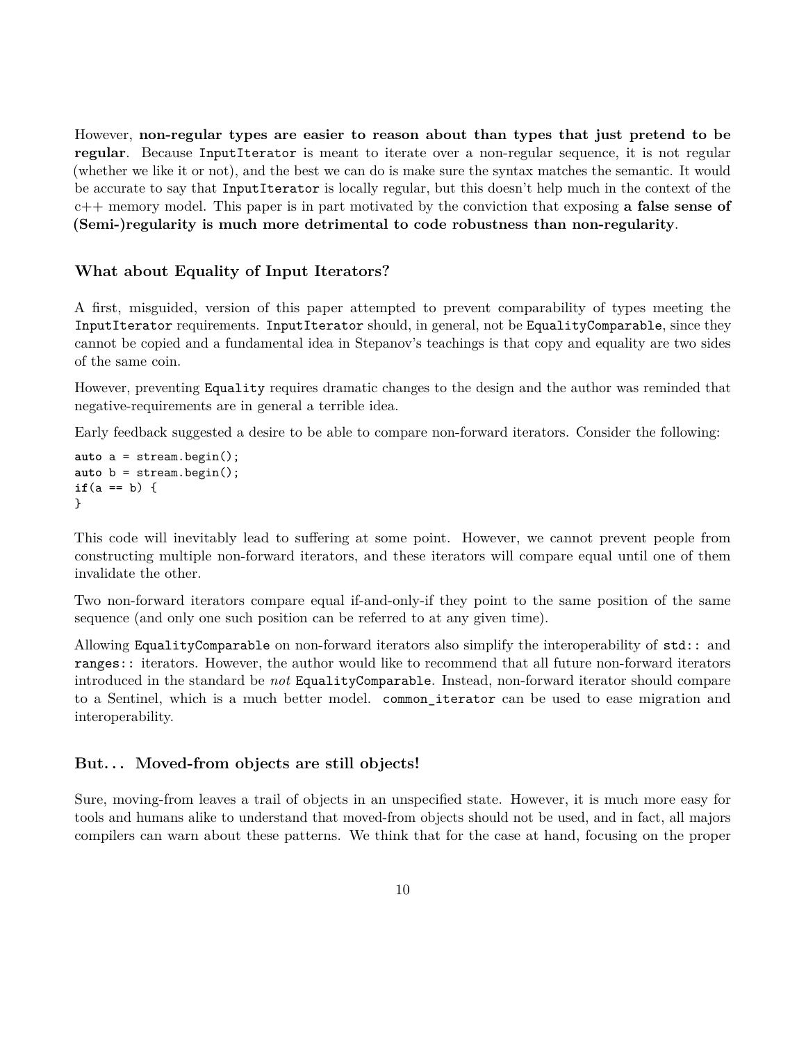However, **non-regular types are easier to reason about than types that just pretend to be regular**. Because `InputIterator` is meant to iterate over a non-regular sequence, it is not regular (whether we like it or not), and the best we can do is make sure the syntax matches the semantic. It would be accurate to say that `InputIterator` is locally regular, but this doesn't help much in the context of the c++ memory model. This paper is in part motivated by the conviction that exposing **a false sense of (Semi-)regularity is much more detrimental to code robustness than non-regularity**.

### What about Equality of Input Iterators?

A first, misguided, version of this paper attempted to prevent comparability of types meeting the `InputIterator` requirements. `InputIterator` should, in general, not be `EqualityComparable`, since they cannot be copied and a fundamental idea in Stepanov's teachings is that copy and equality are two sides of the same coin.

However, preventing `Equality` requires dramatic changes to the design and the author was reminded that negative-requirements are in general a terrible idea.

Early feedback suggested a desire to be able to compare non-forward iterators. Consider the following:

```
auto a = stream.begin();
auto b = stream.begin();
if(a == b) {
}
```

This code will inevitably lead to suffering at some point. However, we cannot prevent people from constructing multiple non-forward iterators, and these iterators will compare equal until one of them invalidate the other.

Two non-forward iterators compare equal if-and-only-if they point to the same position of the same sequence (and only one such position can be referred to at any given time).

Allowing `EqualityComparable` on non-forward iterators also simplify the interoperability of `std::` and `ranges::` iterators. However, the author would like to recommend that all future non-forward iterators introduced in the standard be *not* `EqualityComparable`. Instead, non-forward iterator should compare to a Sentinel, which is a much better model. `common_iterator` can be used to ease migration and interoperability.

### But... Moved-from objects are still objects!

Sure, moving-from leaves a trail of objects in an unspecified state. However, it is much more easy for tools and humans alike to understand that moved-from objects should not be used, and in fact, all majors compilers can warn about these patterns. We think that for the case at hand, focusing on the proper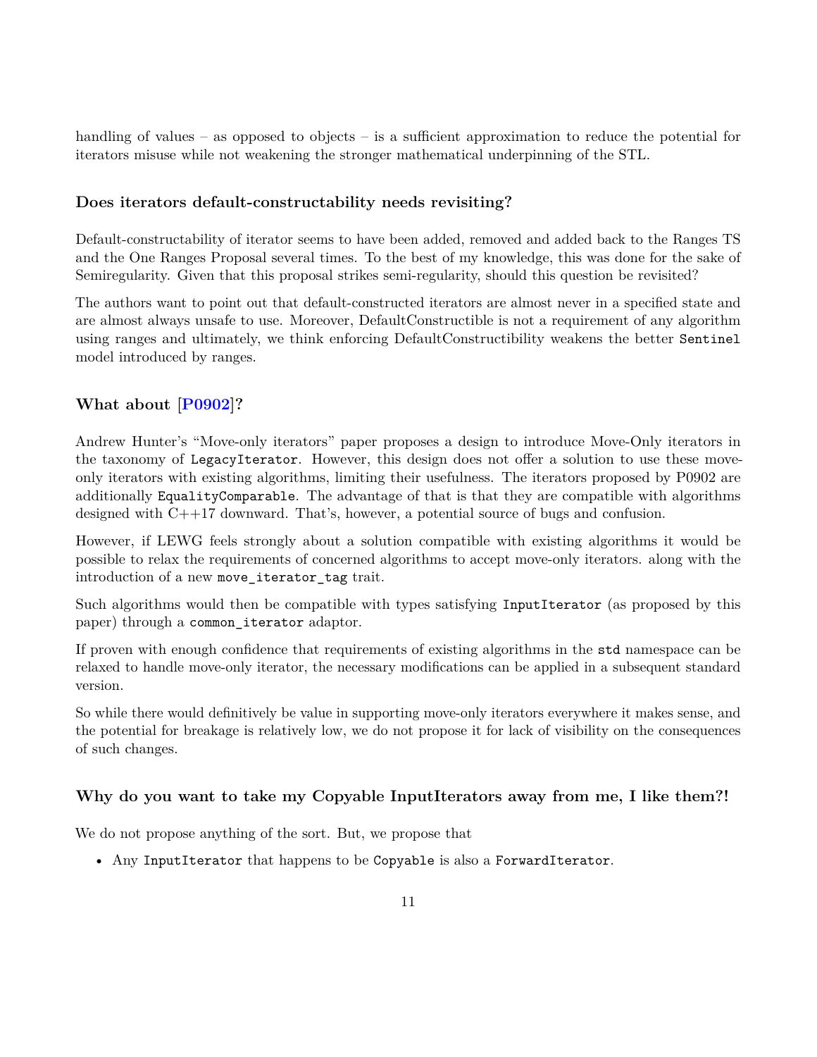handling of values – as opposed to objects – is a sufficient approximation to reduce the potential for iterators misuse while not weakening the stronger mathematical underpinning of the STL.

### Does iterators default-constructability needs revisiting?

Default-constructability of iterator seems to have been added, removed and added back to the Ranges TS and the One Ranges Proposal several times. To the best of my knowledge, this was done for the sake of Semiregularity. Given that this proposal strikes semi-regularity, should this question be revisited?

The authors want to point out that default-constructed iterators are almost never in a specified state and are almost always unsafe to use. Moreover, DefaultConstructible is not a requirement of any algorithm using ranges and ultimately, we think enforcing DefaultConstructibility weakens the better `Sentinel` model introduced by ranges.

### What about [P0902]?

Andrew Hunter's "Move-only iterators" paper proposes a design to introduce Move-Only iterators in the taxonomy of `LegacyIterator`. However, this design does not offer a solution to use these move-only iterators with existing algorithms, limiting their usefulness. The iterators proposed by P0902 are additionally `EqualityComparable`. The advantage of that is that they are compatible with algorithms designed with C++17 downward. That's, however, a potential source of bugs and confusion.

However, if LEWG feels strongly about a solution compatible with existing algorithms it would be possible to relax the requirements of concerned algorithms to accept move-only iterators. along with the introduction of a new `move_iterator_tag` trait.

Such algorithms would then be compatible with types satisfying `InputIterator` (as proposed by this paper) through a `common_iterator` adaptor.

If proven with enough confidence that requirements of existing algorithms in the `std` namespace can be relaxed to handle move-only iterator, the necessary modifications can be applied in a subsequent standard version.

So while there would definitively be value in supporting move-only iterators everywhere it makes sense, and the potential for breakage is relatively low, we do not propose it for lack of visibility on the consequences of such changes.

### Why do you want to take my Copyable InputIterators away from me, I like them?!

We do not propose anything of the sort. But, we propose that

- Any `InputIterator` that happens to be `Copyable` is also a `ForwardIterator`.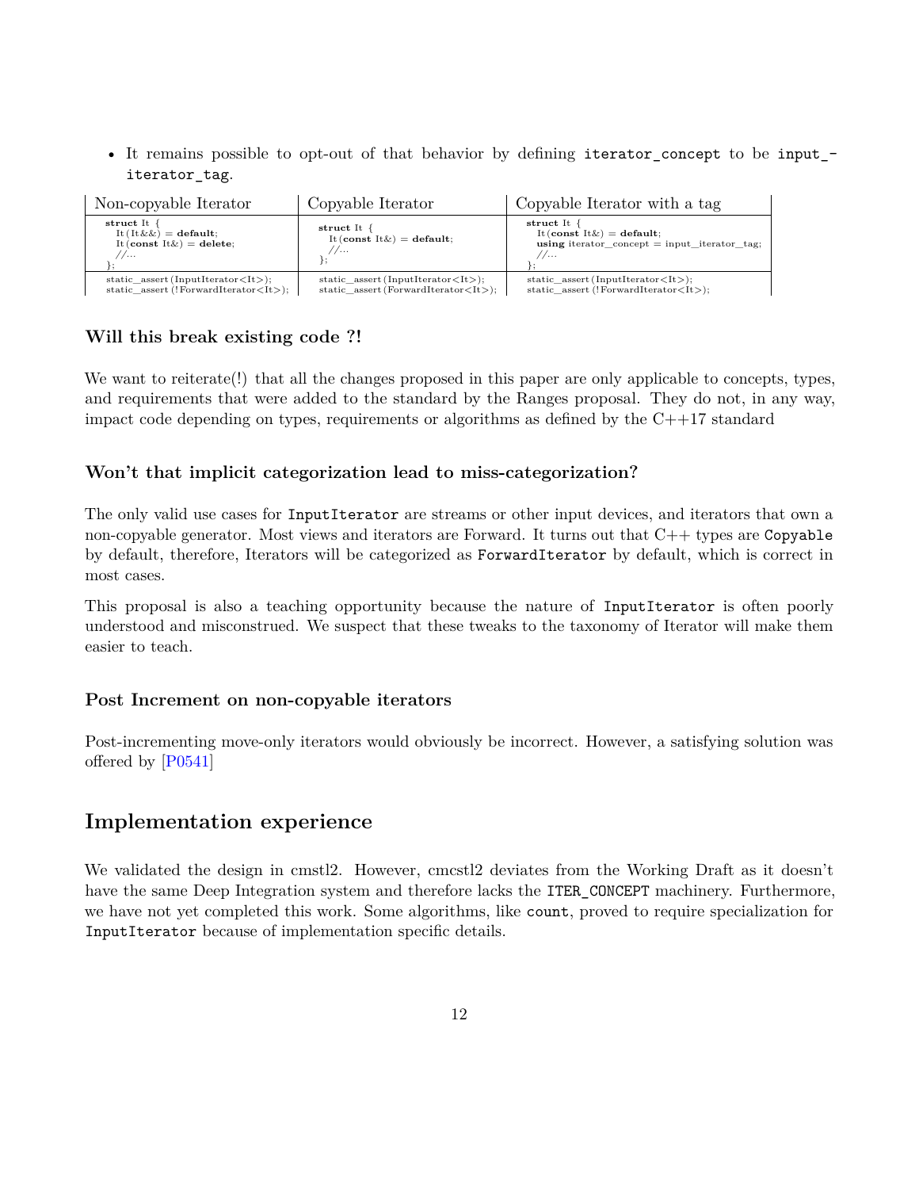- It remains possible to opt-out of that behavior by defining `iterator_concept` to be `input_iterator_tag`.

| Non-copyable Iterator | Copyable Iterator | Copyable Iterator with a tag |
|---|---|---|
| `struct It { It(It&&) = default; It(const It&) = delete; //... };` | `struct It { It(const It&) = default; //... };` | `struct It { It(const It&) = default; using iterator_concept = input_iterator_tag; //... };` |
| `static_assert(InputIterator<It>); static_assert(!ForwardIterator<It>);` | `static_assert(InputIterator<It>); static_assert(ForwardIterator<It>);` | `static_assert(InputIterator<It>); static_assert(!ForwardIterator<It>);` |

### Will this break existing code ?!

We want to reiterate(!) that all the changes proposed in this paper are only applicable to concepts, types, and requirements that were added to the standard by the Ranges proposal. They do not, in any way, impact code depending on types, requirements or algorithms as defined by the C++17 standard

### Won't that implicit categorization lead to miss-categorization?

The only valid use cases for `InputIterator` are streams or other input devices, and iterators that own a non-copyable generator. Most views and iterators are Forward. It turns out that C++ types are `Copyable` by default, therefore, Iterators will be categorized as `ForwardIterator` by default, which is correct in most cases.

This proposal is also a teaching opportunity because the nature of `InputIterator` is often poorly understood and misconstrued. We suspect that these tweaks to the taxonomy of Iterator will make them easier to teach.

### Post Increment on non-copyable iterators

Post-incrementing move-only iterators would obviously be incorrect. However, a satisfying solution was offered by [P0541]

## Implementation experience

We validated the design in cmstl2. However, cmcstl2 deviates from the Working Draft as it doesn't have the same Deep Integration system and therefore lacks the `ITER_CONCEPT` machinery. Furthermore, we have not yet completed this work. Some algorithms, like `count`, proved to require specialization for `InputIterator` because of implementation specific details.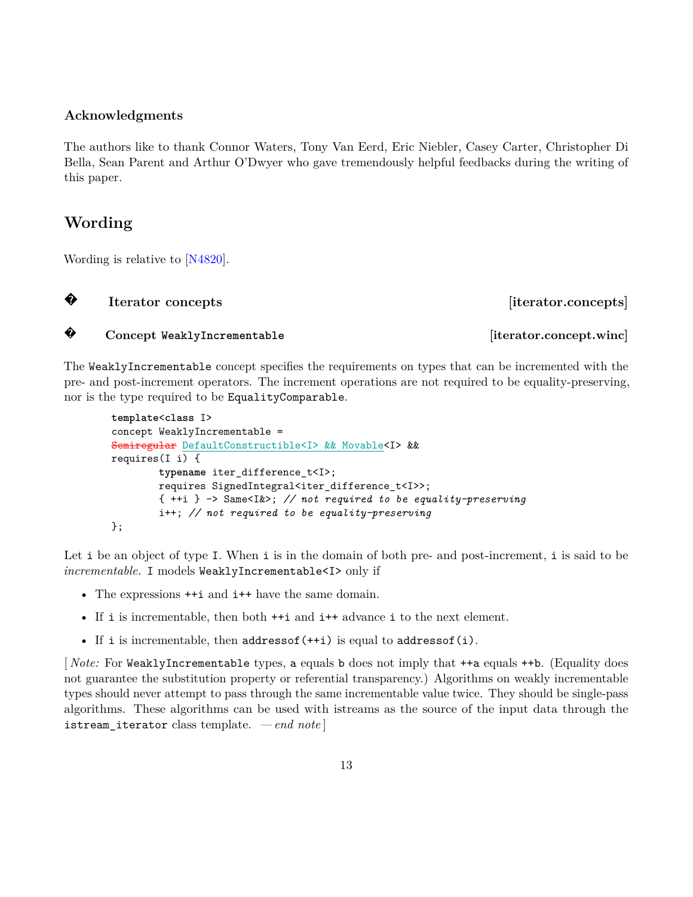### Acknowledgments

The authors like to thank Connor Waters, Tony Van Eerd, Eric Niebler, Casey Carter, Christopher Di Bella, Sean Parent and Arthur O'Dwyer who gave tremendously helpful feedbacks during the writing of this paper.

## Wording

Wording is relative to [N4820].

### � Iterator concepts [iterator.concepts]

#### � Concept `WeaklyIncrementable` [iterator.concept.winc]

The `WeaklyIncrementable` concept specifies the requirements on types that can be incremented with the pre- and post-increment operators. The increment operations are not required to be equality-preserving, nor is the type required to be `EqualityComparable`.

```
template<class I>
concept WeaklyIncrementable =
~~Semiregular~~ DefaultConstructible<I> && Movable<I> &&
requires(I i) {
        typename iter_difference_t<I>;
        requires SignedIntegral<iter_difference_t<I>>;
        { ++i } -> Same<I&>; // not required to be equality-preserving
        i++; // not required to be equality-preserving
};
```

Let `i` be an object of type `I`. When `i` is in the domain of both pre- and post-increment, `i` is said to be *incrementable*. `I` models `WeaklyIncrementable<I>` only if

- The expressions `++i` and `i++` have the same domain.
- If `i` is incrementable, then both `++i` and `i++` advance `i` to the next element.
- If `i` is incrementable, then `addressof(++i)` is equal to `addressof(i)`.

[ *Note:* For `WeaklyIncrementable` types, `a` equals `b` does not imply that `++a` equals `++b`. (Equality does not guarantee the substitution property or referential transparency.) Algorithms on weakly incrementable types should never attempt to pass through the same incrementable value twice. They should be single-pass algorithms. These algorithms can be used with istreams as the source of the input data through the `istream_iterator` class template. *— end note* ]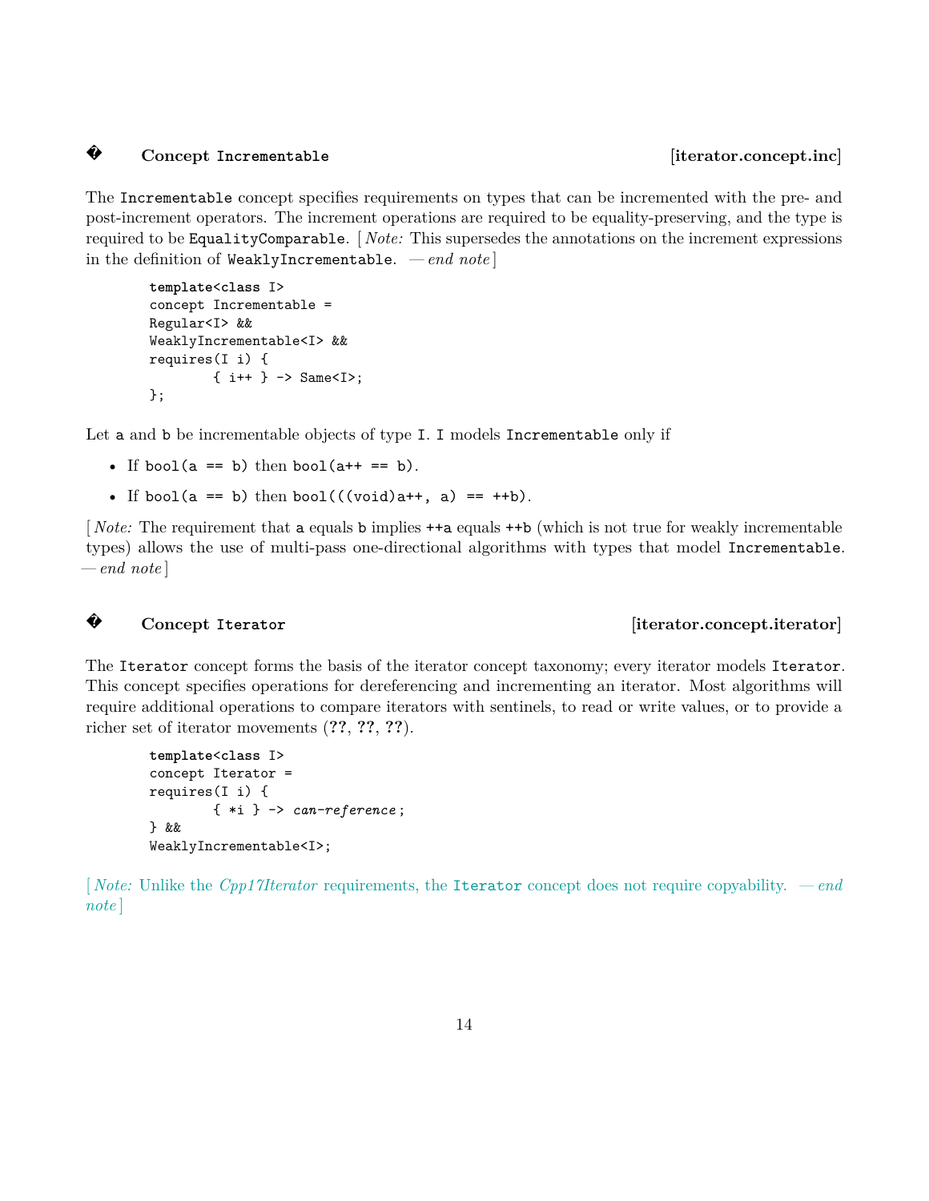## � Concept Incrementable [iterator.concept.inc]

The Incrementable concept specifies requirements on types that can be incremented with the pre- and post-increment operators. The increment operations are required to be equality-preserving, and the type is required to be EqualityComparable. [ *Note:* This supersedes the annotations on the increment expressions in the definition of WeaklyIncrementable. — *end note* ]

```
template<class I>
concept Incrementable =
Regular<I> &&
WeaklyIncrementable<I> &&
requires(I i) {
        { i++ } -> Same<I>;
};
```

Let a and b be incrementable objects of type I. I models Incrementable only if

- If bool(a == b) then bool(a++ == b).
- If bool(a == b) then bool(((void)a++, a) == ++b).

[ *Note:* The requirement that a equals b implies ++a equals ++b (which is not true for weakly incrementable types) allows the use of multi-pass one-directional algorithms with types that model Incrementable. — *end note* ]

## � Concept Iterator [iterator.concept.iterator]

The Iterator concept forms the basis of the iterator concept taxonomy; every iterator models Iterator. This concept specifies operations for dereferencing and incrementing an iterator. Most algorithms will require additional operations to compare iterators with sentinels, to read or write values, or to provide a richer set of iterator movements (**??**, **??**, **??**).

```
template<class I>
concept Iterator =
requires(I i) {
        { *i } -> can-reference;
} &&
WeaklyIncrementable<I>;
```

[ *Note:* Unlike the *Cpp17Iterator* requirements, the Iterator concept does not require copyability. — *end note* ]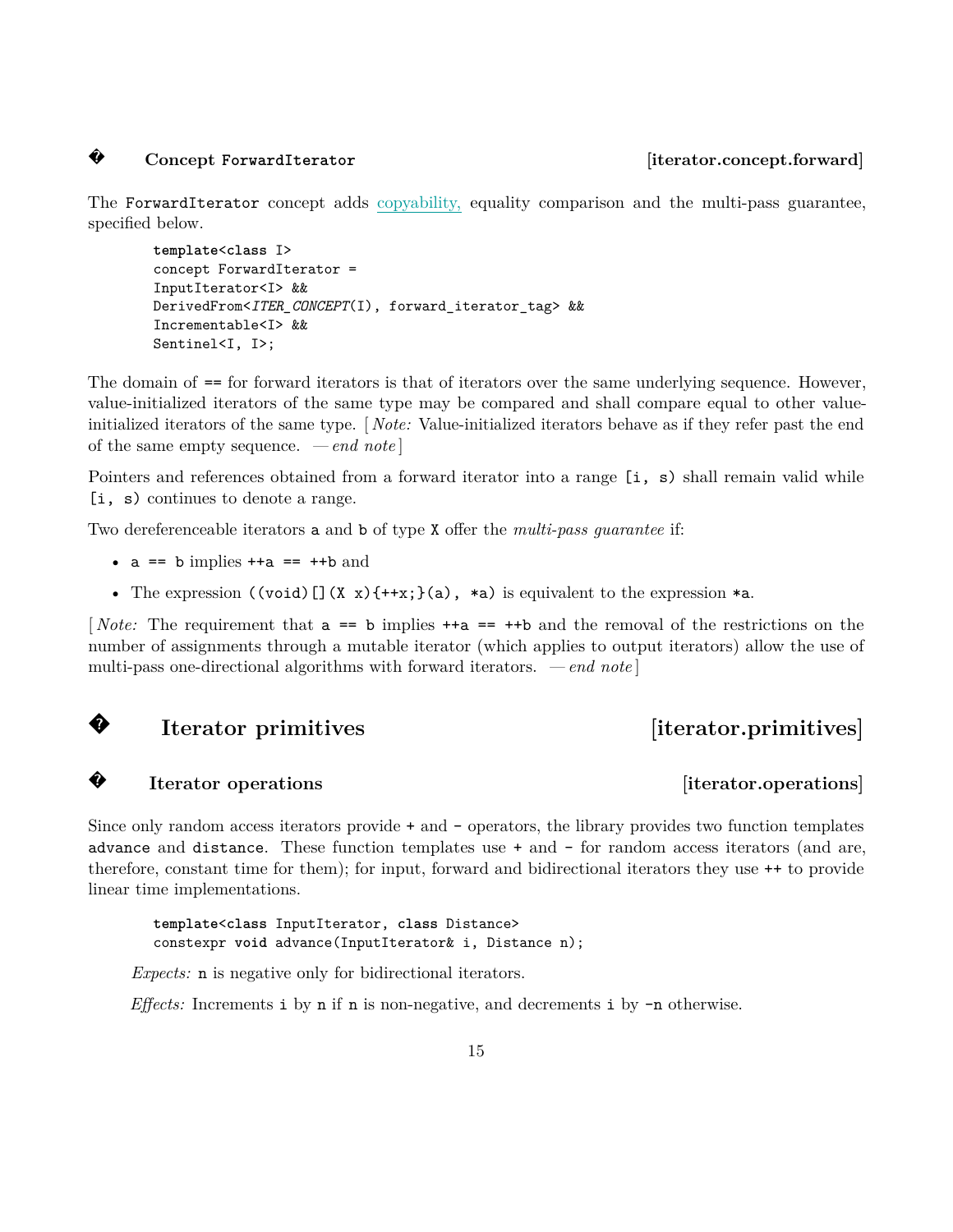### Concept ForwardIterator [iterator.concept.forward]

The `ForwardIterator` concept adds copyability, equality comparison and the multi-pass guarantee, specified below.

```
template<class I>
concept ForwardIterator =
InputIterator<I> &&
DerivedFrom<ITER_CONCEPT(I), forward_iterator_tag> &&
Incrementable<I> &&
Sentinel<I, I>;
```

The domain of `==` for forward iterators is that of iterators over the same underlying sequence. However, value-initialized iterators of the same type may be compared and shall compare equal to other value-initialized iterators of the same type. [ *Note:* Value-initialized iterators behave as if they refer past the end of the same empty sequence. — *end note* ]

Pointers and references obtained from a forward iterator into a range `[i, s)` shall remain valid while `[i, s)` continues to denote a range.

Two dereferenceable iterators `a` and `b` of type `X` offer the *multi-pass guarantee* if:

- `a == b` implies `++a == ++b` and
- The expression `((void)[](X x){++x;}(a), *a)` is equivalent to the expression `*a`.

[ *Note:* The requirement that `a == b` implies `++a == ++b` and the removal of the restrictions on the number of assignments through a mutable iterator (which applies to output iterators) allow the use of multi-pass one-directional algorithms with forward iterators. — *end note* ]

## Iterator primitives [iterator.primitives]

### Iterator operations [iterator.operations]

Since only random access iterators provide `+` and `-` operators, the library provides two function templates `advance` and `distance`. These function templates use `+` and `-` for random access iterators (and are, therefore, constant time for them); for input, forward and bidirectional iterators they use `++` to provide linear time implementations.

```
template<class InputIterator, class Distance>
constexpr void advance(InputIterator& i, Distance n);
```

*Expects:* `n` is negative only for bidirectional iterators.

*Effects:* Increments `i` by `n` if `n` is non-negative, and decrements `i` by `-n` otherwise.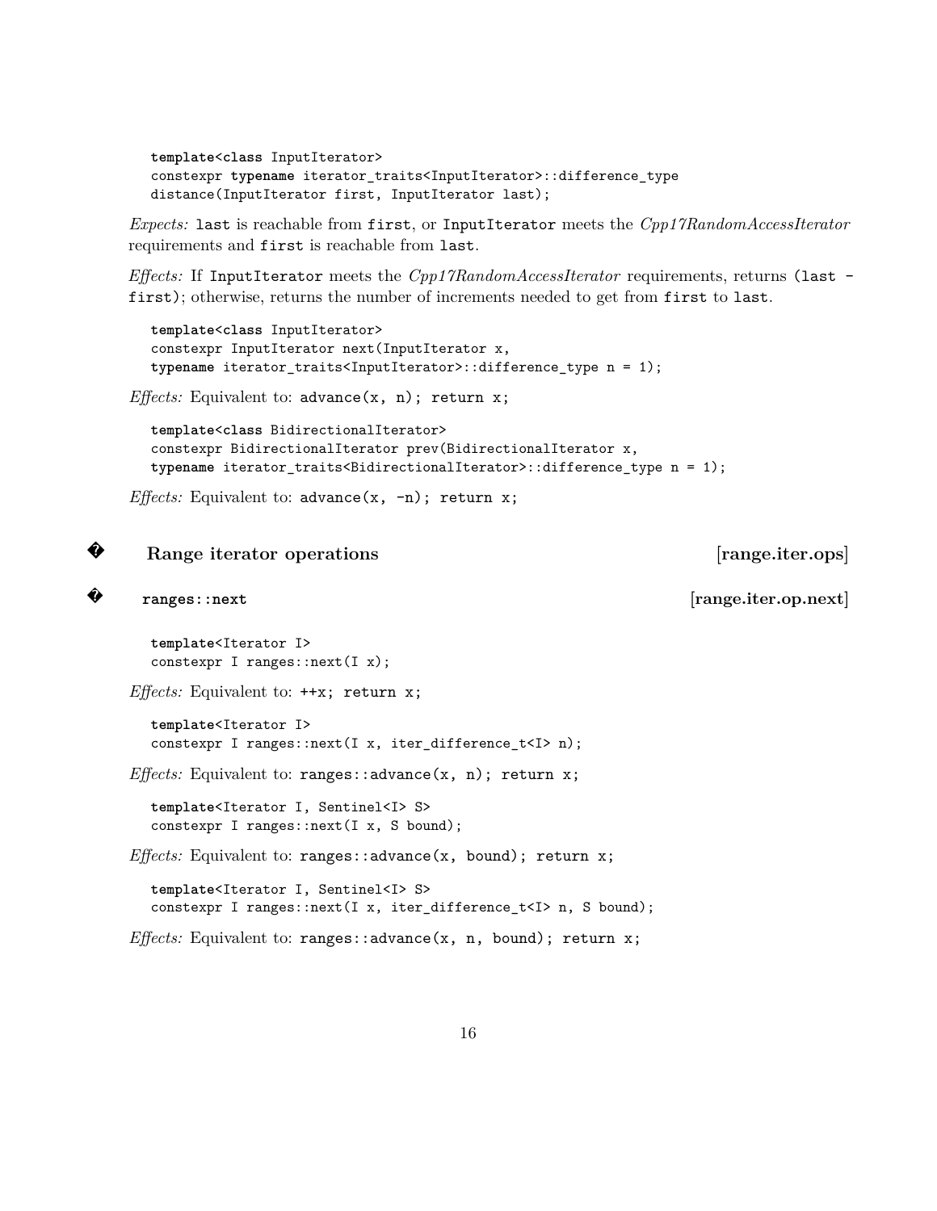```
template<class InputIterator>
constexpr typename iterator_traits<InputIterator>::difference_type
distance(InputIterator first, InputIterator last);
```

*Expects:* `last` is reachable from `first`, or `InputIterator` meets the *Cpp17RandomAccessIterator* requirements and `first` is reachable from `last`.

*Effects:* If `InputIterator` meets the *Cpp17RandomAccessIterator* requirements, returns `(last - first)`; otherwise, returns the number of increments needed to get from `first` to `last`.

```
template<class InputIterator>
constexpr InputIterator next(InputIterator x,
typename iterator_traits<InputIterator>::difference_type n = 1);
```

*Effects:* Equivalent to: `advance(x, n); return x;`

```
template<class BidirectionalIterator>
constexpr BidirectionalIterator prev(BidirectionalIterator x,
typename iterator_traits<BidirectionalIterator>::difference_type n = 1);
```

*Effects:* Equivalent to: `advance(x, -n); return x;`

## Range iterator operations [range.iter.ops]

### ranges::next [range.iter.op.next]

```
template<Iterator I>
constexpr I ranges::next(I x);
```

*Effects:* Equivalent to: `++x; return x;`

```
template<Iterator I>
constexpr I ranges::next(I x, iter_difference_t<I> n);
```

*Effects:* Equivalent to: `ranges::advance(x, n); return x;`

```
template<Iterator I, Sentinel<I> S>
constexpr I ranges::next(I x, S bound);
```

*Effects:* Equivalent to: `ranges::advance(x, bound); return x;`

```
template<Iterator I, Sentinel<I> S>
constexpr I ranges::next(I x, iter_difference_t<I> n, S bound);
```

*Effects:* Equivalent to: `ranges::advance(x, n, bound); return x;`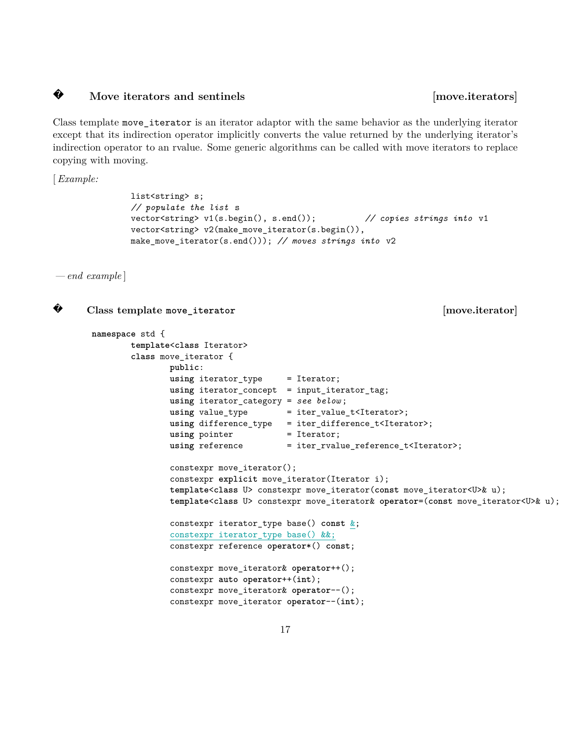## � Move iterators and sentinels [move.iterators]

Class template `move_iterator` is an iterator adaptor with the same behavior as the underlying iterator except that its indirection operator implicitly converts the value returned by the underlying iterator's indirection operator to an rvalue. Some generic algorithms can be called with move iterators to replace copying with moving.

[ *Example:*

```
list<string> s;
// populate the list s
vector<string> v1(s.begin(), s.end());          // copies strings into v1
vector<string> v2(make_move_iterator(s.begin()),
make_move_iterator(s.end())); // moves strings into v2
```

— *end example* ]

### � Class template move_iterator [move.iterator]

```
namespace std {
        template<class Iterator>
        class move_iterator {
                public:
                using iterator_type     = Iterator;
                using iterator_concept  = input_iterator_tag;
                using iterator_category = see below;
                using value_type        = iter_value_t<Iterator>;
                using difference_type   = iter_difference_t<Iterator>;
                using pointer           = Iterator;
                using reference         = iter_rvalue_reference_t<Iterator>;

                constexpr move_iterator();
                constexpr explicit move_iterator(Iterator i);
                template<class U> constexpr move_iterator(const move_iterator<U>& u);
                template<class U> constexpr move_iterator& operator=(const move_iterator<U>& u);

                constexpr iterator_type base() const &;
                constexpr iterator_type base() &&;
                constexpr reference operator*() const;

                constexpr move_iterator& operator++();
                constexpr auto operator++(int);
                constexpr move_iterator& operator--();
                constexpr move_iterator operator--(int);
```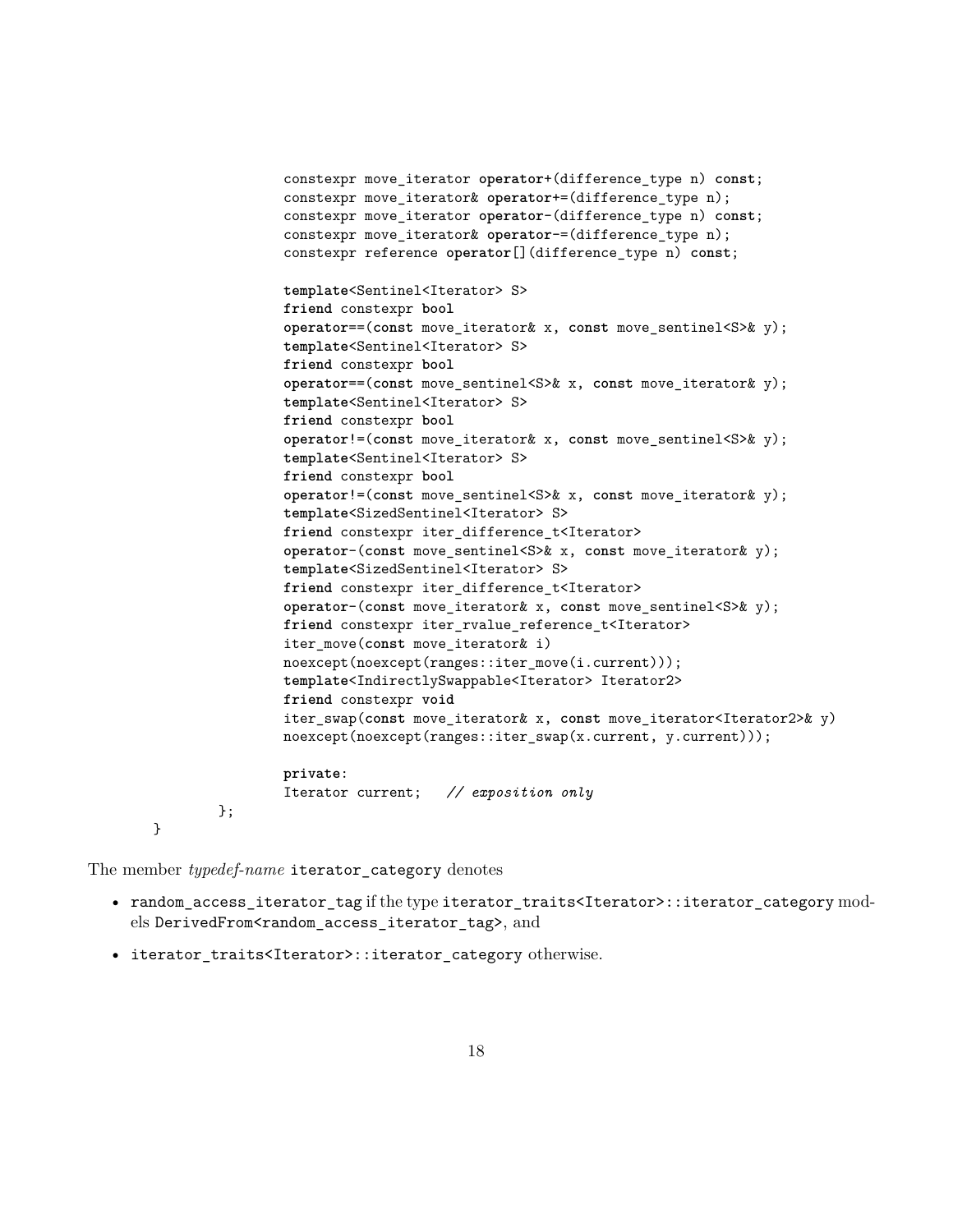```
    constexpr move_iterator operator+(difference_type n) const;
    constexpr move_iterator& operator+=(difference_type n);
    constexpr move_iterator operator-(difference_type n) const;
    constexpr move_iterator& operator-=(difference_type n);
    constexpr reference operator[](difference_type n) const;

    template<Sentinel<Iterator> S>
    friend constexpr bool
    operator==(const move_iterator& x, const move_sentinel<S>& y);
    template<Sentinel<Iterator> S>
    friend constexpr bool
    operator==(const move_sentinel<S>& x, const move_iterator& y);
    template<Sentinel<Iterator> S>
    friend constexpr bool
    operator!=(const move_iterator& x, const move_sentinel<S>& y);
    template<Sentinel<Iterator> S>
    friend constexpr bool
    operator!=(const move_sentinel<S>& x, const move_iterator& y);
    template<SizedSentinel<Iterator> S>
    friend constexpr iter_difference_t<Iterator>
    operator-(const move_sentinel<S>& x, const move_iterator& y);
    template<SizedSentinel<Iterator> S>
    friend constexpr iter_difference_t<Iterator>
    operator-(const move_iterator& x, const move_sentinel<S>& y);
    friend constexpr iter_rvalue_reference_t<Iterator>
    iter_move(const move_iterator& i)
    noexcept(noexcept(ranges::iter_move(i.current)));
    template<IndirectlySwappable<Iterator> Iterator2>
    friend constexpr void
    iter_swap(const move_iterator& x, const move_iterator<Iterator2>& y)
    noexcept(noexcept(ranges::iter_swap(x.current, y.current)));

    private:
    Iterator current;   // exposition only
  };
}
```

The member *typedef-name* `iterator_category` denotes

- `random_access_iterator_tag` if the type `iterator_traits<Iterator>::iterator_category` models `DerivedFrom<random_access_iterator_tag>`, and
- `iterator_traits<Iterator>::iterator_category` otherwise.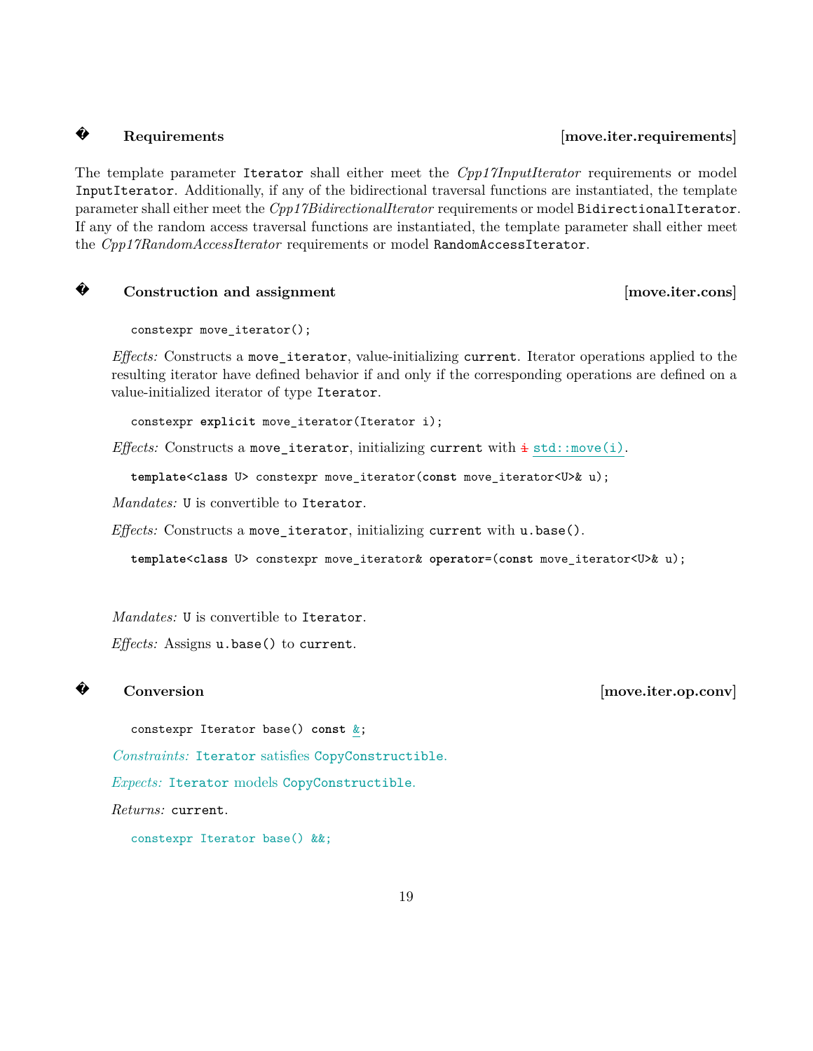### � Requirements [move.iter.requirements]

The template parameter `Iterator` shall either meet the *Cpp17InputIterator* requirements or model `InputIterator`. Additionally, if any of the bidirectional traversal functions are instantiated, the template parameter shall either meet the *Cpp17BidirectionalIterator* requirements or model `BidirectionalIterator`. If any of the random access traversal functions are instantiated, the template parameter shall either meet the *Cpp17RandomAccessIterator* requirements or model `RandomAccessIterator`.

### � Construction and assignment [move.iter.cons]

```
constexpr move_iterator();
```

*Effects:* Constructs a `move_iterator`, value-initializing `current`. Iterator operations applied to the resulting iterator have defined behavior if and only if the corresponding operations are defined on a value-initialized iterator of type `Iterator`.

```
constexpr explicit move_iterator(Iterator i);
```

*Effects:* Constructs a `move_iterator`, initializing `current` with ~~`i`~~ `std::move(i)`.

```
template<class U> constexpr move_iterator(const move_iterator<U>& u);
```

*Mandates:* `U` is convertible to `Iterator`.

*Effects:* Constructs a `move_iterator`, initializing `current` with `u.base()`.

```
template<class U> constexpr move_iterator& operator=(const move_iterator<U>& u);
```

*Mandates:* `U` is convertible to `Iterator`.

*Effects:* Assigns `u.base()` to `current`.

### � Conversion [move.iter.op.conv]

```
constexpr Iterator base() const &;
```

*Constraints:* `Iterator` satisfies `CopyConstructible`.

*Expects:* `Iterator` models `CopyConstructible`.

*Returns:* `current`.

```
constexpr Iterator base() &&;
```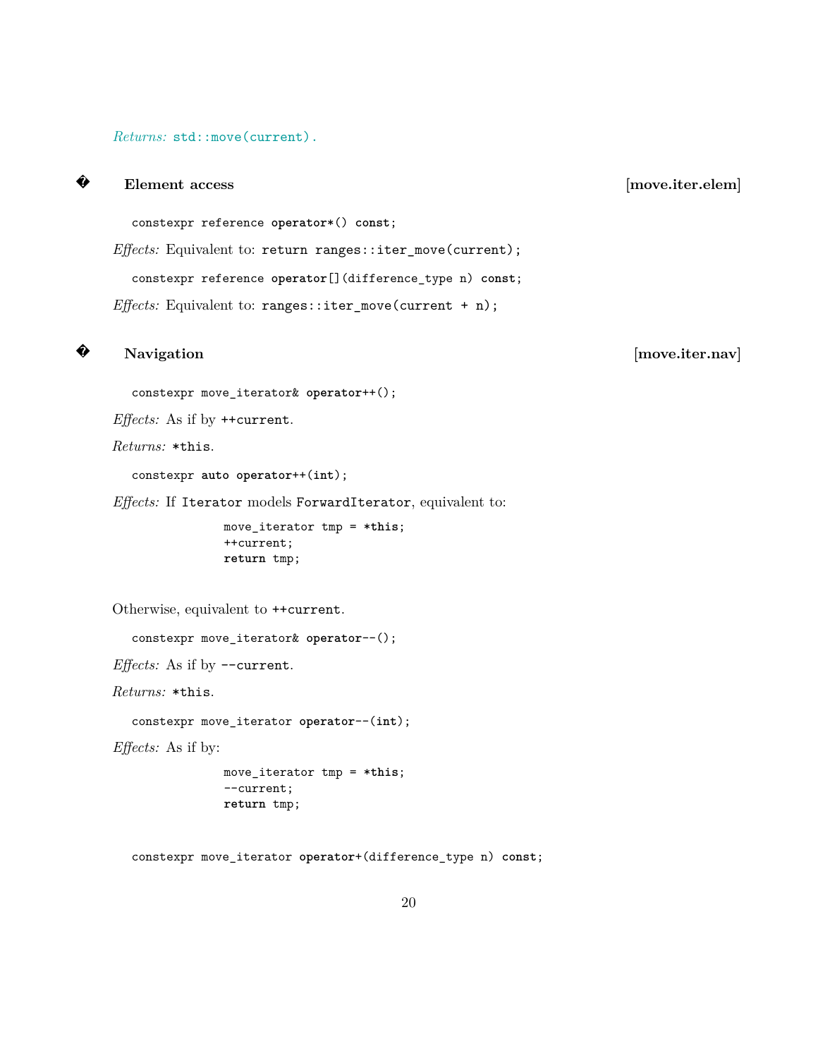*Returns:* `std::move(current).`

## � Element access [move.iter.elem]

```
constexpr reference operator*() const;
```

*Effects:* Equivalent to: `return ranges::iter_move(current);`

```
constexpr reference operator[](difference_type n) const;
```

*Effects:* Equivalent to: `ranges::iter_move(current + n);`

## � Navigation [move.iter.nav]

```
constexpr move_iterator& operator++();
```

*Effects:* As if by `++current`.

*Returns:* `*this`.

```
constexpr auto operator++(int);
```

*Effects:* If `Iterator` models `ForwardIterator`, equivalent to:

```
move_iterator tmp = *this;
++current;
return tmp;
```

Otherwise, equivalent to `++current`.

```
constexpr move_iterator& operator--();
```

*Effects:* As if by `--current`.

*Returns:* `*this`.

```
constexpr move_iterator operator--(int);
```

*Effects:* As if by:

```
move_iterator tmp = *this;
--current;
return tmp;
```

```
constexpr move_iterator operator+(difference_type n) const;
```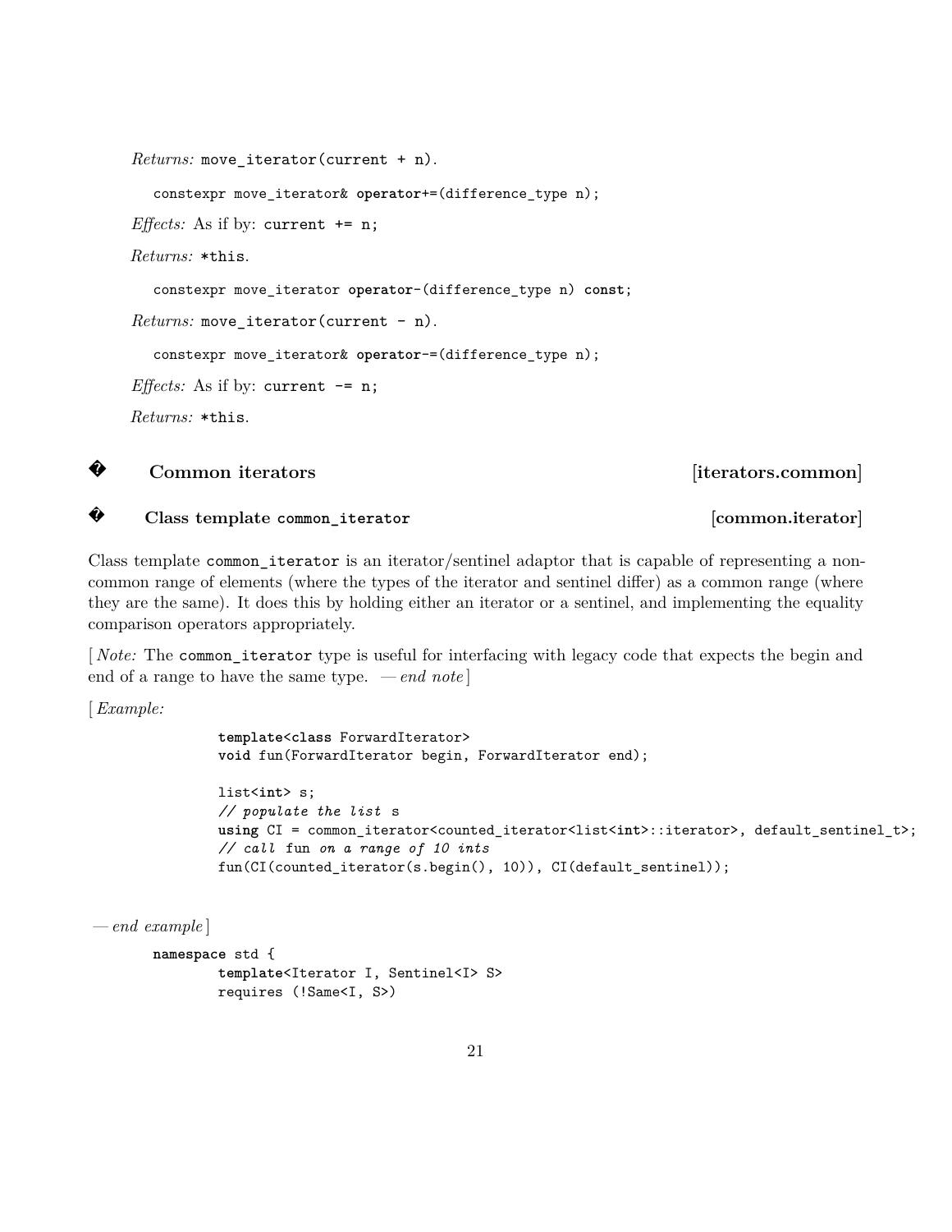*Returns:* `move_iterator(current + n)`.

```
constexpr move_iterator& operator+=(difference_type n);
```

*Effects:* As if by: `current += n;`

*Returns:* `*this`.

```
constexpr move_iterator operator-(difference_type n) const;
```

*Returns:* `move_iterator(current - n)`.

```
constexpr move_iterator& operator-=(difference_type n);
```

*Effects:* As if by: `current -= n;`

*Returns:* `*this`.

## � Common iterators [iterators.common]

### � Class template `common_iterator` [common.iterator]

Class template `common_iterator` is an iterator/sentinel adaptor that is capable of representing a non-common range of elements (where the types of the iterator and sentinel differ) as a common range (where they are the same). It does this by holding either an iterator or a sentinel, and implementing the equality comparison operators appropriately.

[ *Note:* The `common_iterator` type is useful for interfacing with legacy code that expects the begin and end of a range to have the same type. — *end note* ]

[ *Example:*

```
template<class ForwardIterator>
void fun(ForwardIterator begin, ForwardIterator end);

list<int> s;
// populate the list s
using CI = common_iterator<counted_iterator<list<int>::iterator>, default_sentinel_t>;
// call fun on a range of 10 ints
fun(CI(counted_iterator(s.begin(), 10)), CI(default_sentinel));
```

— *end example* ]

```
namespace std {
        template<Iterator I, Sentinel<I> S>
        requires (!Same<I, S>)
```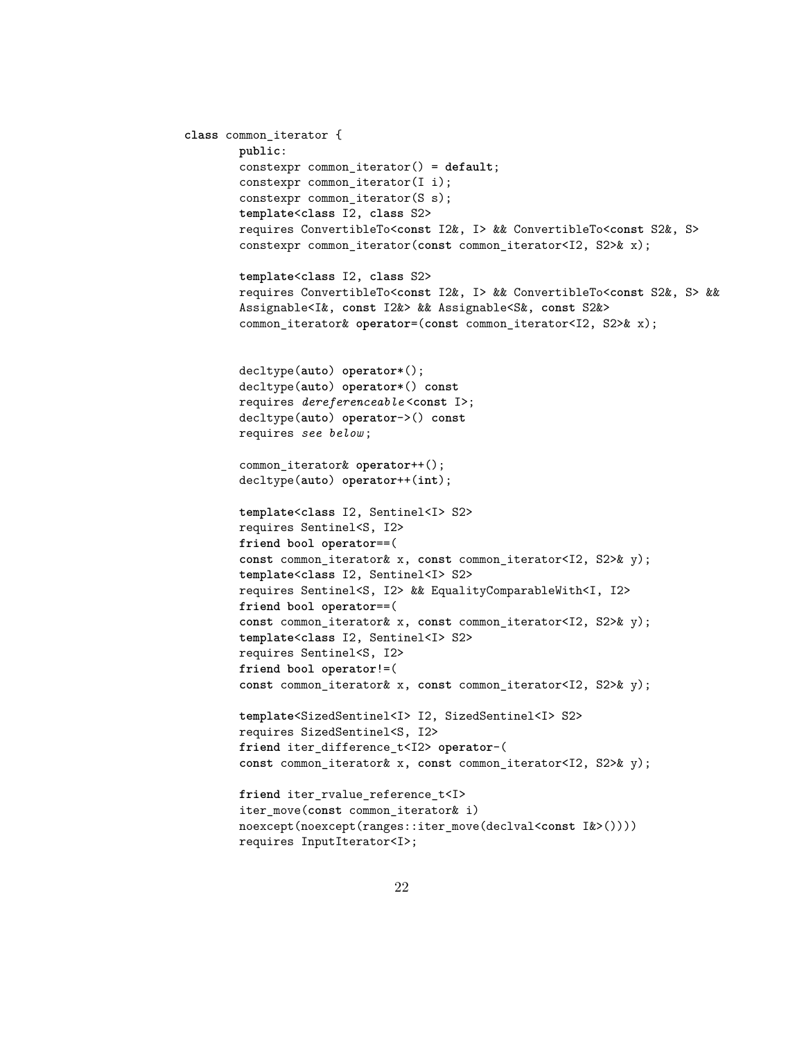```
class common_iterator {
        public:
        constexpr common_iterator() = default;
        constexpr common_iterator(I i);
        constexpr common_iterator(S s);
        template<class I2, class S2>
        requires ConvertibleTo<const I2&, I> && ConvertibleTo<const S2&, S>
        constexpr common_iterator(const common_iterator<I2, S2>& x);

        template<class I2, class S2>
        requires ConvertibleTo<const I2&, I> && ConvertibleTo<const S2&, S> &&
        Assignable<I&, const I2&> && Assignable<S&, const S2&>
        common_iterator& operator=(const common_iterator<I2, S2>& x);


        decltype(auto) operator*();
        decltype(auto) operator*() const
        requires dereferenceable<const I>;
        decltype(auto) operator->() const
        requires see below;

        common_iterator& operator++();
        decltype(auto) operator++(int);

        template<class I2, Sentinel<I> S2>
        requires Sentinel<S, I2>
        friend bool operator==(
        const common_iterator& x, const common_iterator<I2, S2>& y);
        template<class I2, Sentinel<I> S2>
        requires Sentinel<S, I2> && EqualityComparableWith<I, I2>
        friend bool operator==(
        const common_iterator& x, const common_iterator<I2, S2>& y);
        template<class I2, Sentinel<I> S2>
        requires Sentinel<S, I2>
        friend bool operator!=(
        const common_iterator& x, const common_iterator<I2, S2>& y);

        template<SizedSentinel<I> I2, SizedSentinel<I> S2>
        requires SizedSentinel<S, I2>
        friend iter_difference_t<I2> operator-(
        const common_iterator& x, const common_iterator<I2, S2>& y);

        friend iter_rvalue_reference_t<I>
        iter_move(const common_iterator& i)
        noexcept(noexcept(ranges::iter_move(declval<const I&>())))
        requires InputIterator<I>;
```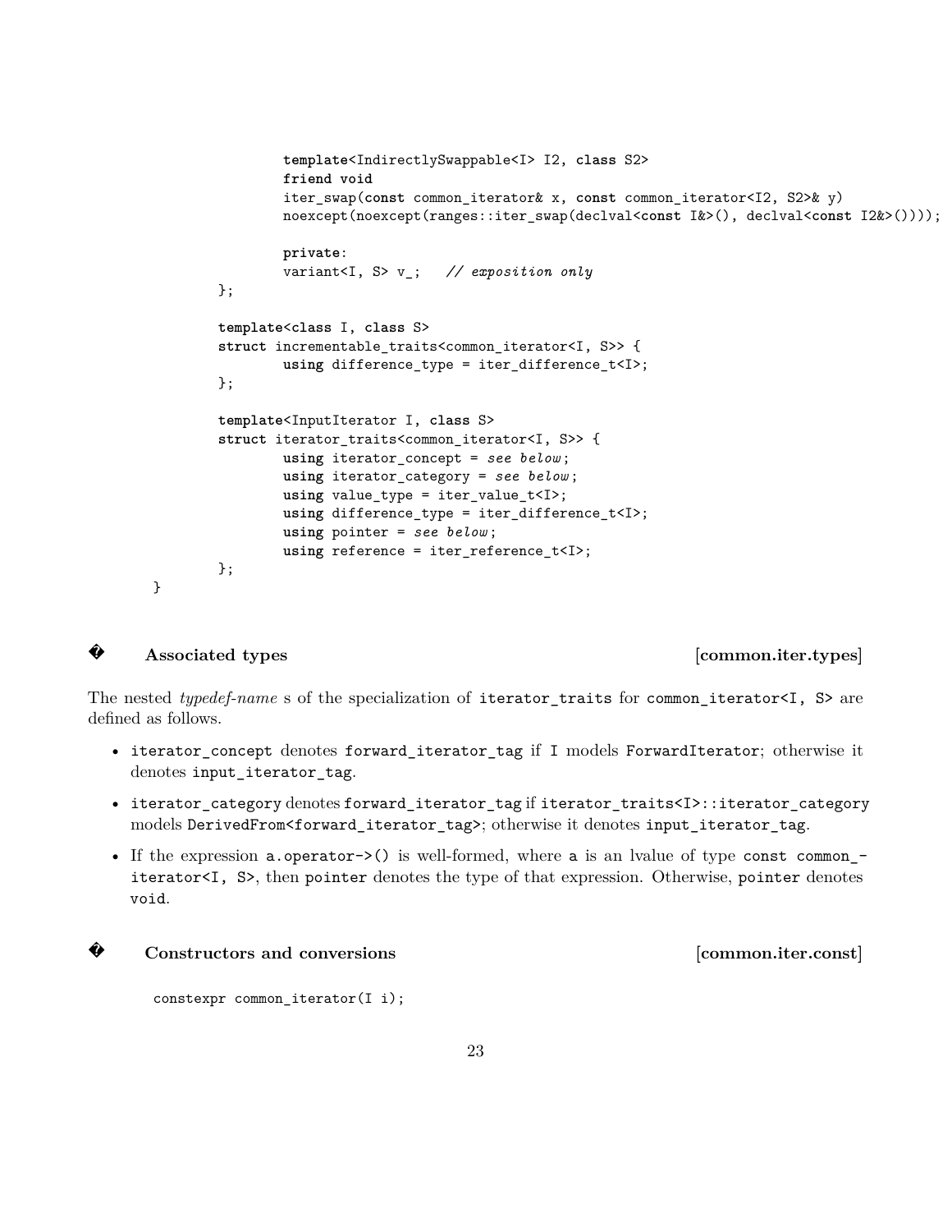```
        template<IndirectlySwappable<I> I2, class S2>
        friend void
        iter_swap(const common_iterator& x, const common_iterator<I2, S2>& y)
        noexcept(noexcept(ranges::iter_swap(declval<const I&>(), declval<const I2&>())));

        private:
        variant<I, S> v_;   // exposition only
    };

    template<class I, class S>
    struct incrementable_traits<common_iterator<I, S>> {
        using difference_type = iter_difference_t<I>;
    };

    template<InputIterator I, class S>
    struct iterator_traits<common_iterator<I, S>> {
        using iterator_concept = see below;
        using iterator_category = see below;
        using value_type = iter_value_t<I>;
        using difference_type = iter_difference_t<I>;
        using pointer = see below;
        using reference = iter_reference_t<I>;
    };
}
```

### Associated types [common.iter.types]

The nested *typedef-name* s of the specialization of `iterator_traits` for `common_iterator<I, S>` are defined as follows.

- `iterator_concept` denotes `forward_iterator_tag` if `I` models `ForwardIterator`; otherwise it denotes `input_iterator_tag`.
- `iterator_category` denotes `forward_iterator_tag` if `iterator_traits<I>::iterator_category` models `DerivedFrom<forward_iterator_tag>`; otherwise it denotes `input_iterator_tag`.
- If the expression `a.operator->()` is well-formed, where `a` is an lvalue of type `const common_iterator<I, S>`, then `pointer` denotes the type of that expression. Otherwise, `pointer` denotes `void`.

### Constructors and conversions [common.iter.const]

```
constexpr common_iterator(I i);
```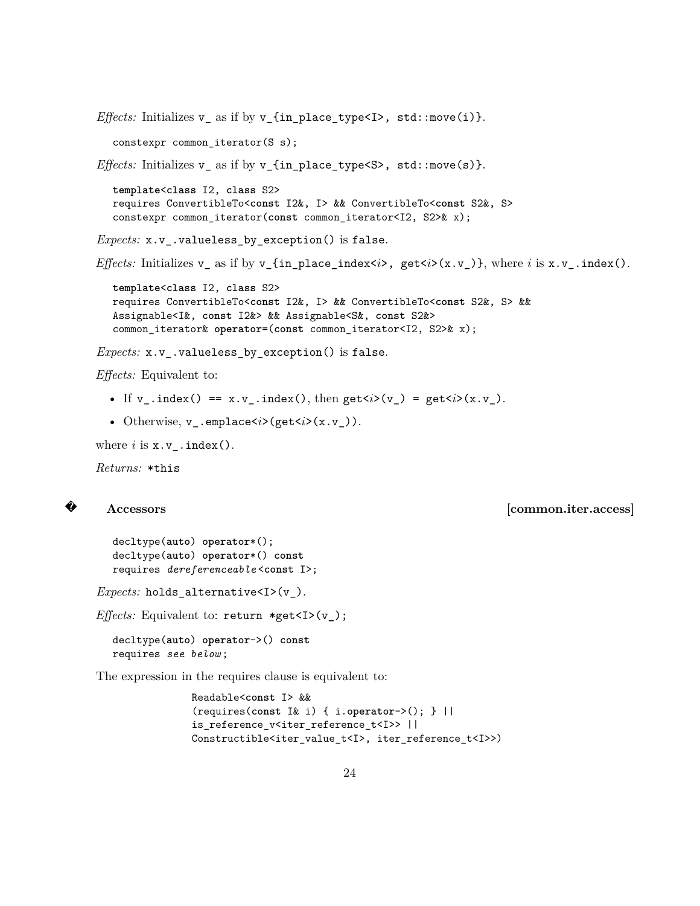*Effects:* Initializes `v_` as if by `v_{in_place_type<I>, std::move(i)}`.

```
constexpr common_iterator(S s);
```

*Effects:* Initializes `v_` as if by `v_{in_place_type<S>, std::move(s)}`.

```
template<class I2, class S2>
requires ConvertibleTo<const I2&, I> && ConvertibleTo<const S2&, S>
constexpr common_iterator(const common_iterator<I2, S2>& x);
```

*Expects:* `x.v_.valueless_by_exception()` is `false`.

*Effects:* Initializes `v_` as if by `v_{in_place_index<i>, get<i>(x.v_)}`, where *i* is `x.v_.index()`.

```
template<class I2, class S2>
requires ConvertibleTo<const I2&, I> && ConvertibleTo<const S2&, S> &&
Assignable<I&, const I2&> && Assignable<S&, const S2&>
common_iterator& operator=(const common_iterator<I2, S2>& x);
```

*Expects:* `x.v_.valueless_by_exception()` is `false`.

*Effects:* Equivalent to:

- If `v_.index() == x.v_.index()`, then `get<i>(v_) = get<i>(x.v_)`.
- Otherwise, `v_.emplace<i>(get<i>(x.v_))`.

where *i* is `x.v_.index()`.

*Returns:* `*this`

### Accessors [common.iter.access]

```
decltype(auto) operator*();
decltype(auto) operator*() const
requires dereferenceable<const I>;
```

*Expects:* `holds_alternative<I>(v_)`.

*Effects:* Equivalent to: `return *get<I>(v_);`

```
decltype(auto) operator->() const
requires see below;
```

The expression in the requires clause is equivalent to:

```
Readable<const I> &&
(requires(const I& i) { i.operator->(); } ||
is_reference_v<iter_reference_t<I>> ||
Constructible<iter_value_t<I>, iter_reference_t<I>>)
```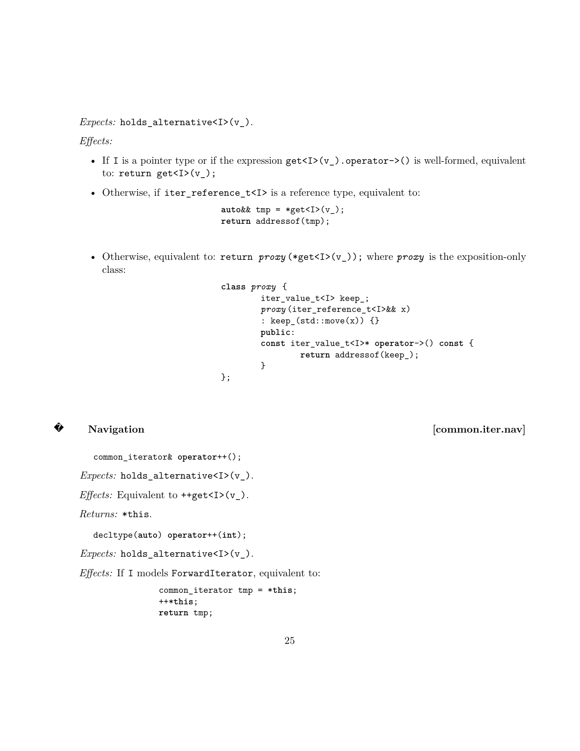*Expects:* `holds_alternative<I>(v_)`.

*Effects:*

- If `I` is a pointer type or if the expression `get<I>(v_).operator->()` is well-formed, equivalent to: `return get<I>(v_);`
- Otherwise, if `iter_reference_t<I>` is a reference type, equivalent to:

```
auto&& tmp = *get<I>(v_);
return addressof(tmp);
```

- Otherwise, equivalent to: `return proxy(*get<I>(v_));` where *proxy* is the exposition-only class:

```
class proxy {
        iter_value_t<I> keep_;
        proxy(iter_reference_t<I>&& x)
        : keep_(std::move(x)) {}
        public:
        const iter_value_t<I>* operator->() const {
                return addressof(keep_);
        }
};
```

### � Navigation [common.iter.nav]

```
common_iterator& operator++();
```

*Expects:* `holds_alternative<I>(v_)`.

*Effects:* Equivalent to `++get<I>(v_)`.

*Returns:* `*this`.

```
decltype(auto) operator++(int);
```

*Expects:* `holds_alternative<I>(v_)`.

*Effects:* If `I` models `ForwardIterator`, equivalent to:

```
common_iterator tmp = *this;
++*this;
return tmp;
```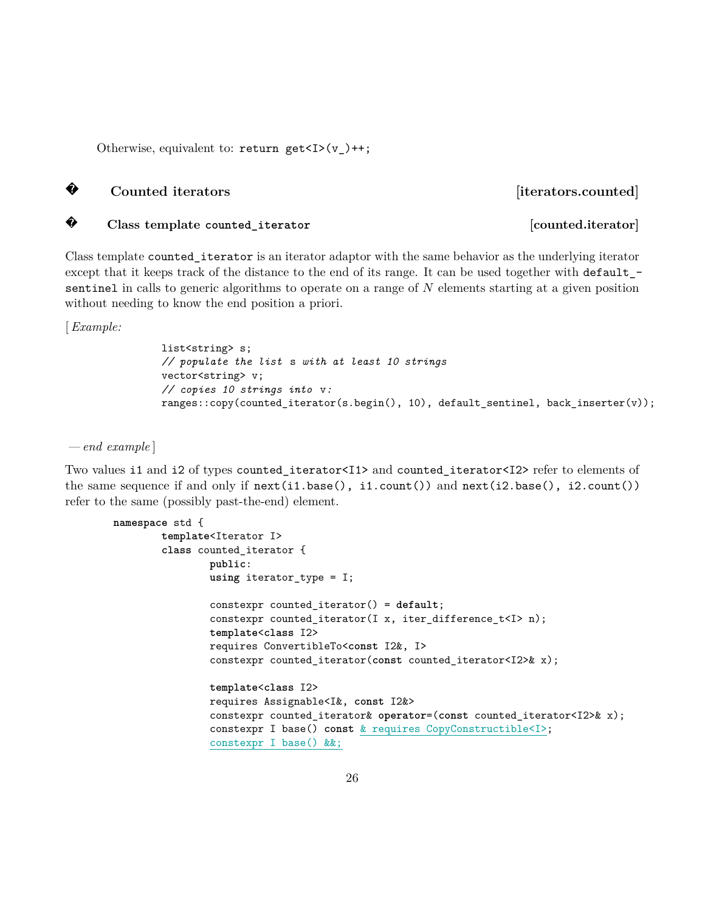Otherwise, equivalent to: `return get<I>(v_)++;`

## Counted iterators [iterators.counted]

### Class template counted_iterator [counted.iterator]

Class template `counted_iterator` is an iterator adaptor with the same behavior as the underlying iterator except that it keeps track of the distance to the end of its range. It can be used together with `default_sentinel` in calls to generic algorithms to operate on a range of $N$ elements starting at a given position without needing to know the end position a priori.

[ *Example:*

```
list<string> s;
// populate the list s with at least 10 strings
vector<string> v;
// copies 10 strings into v:
ranges::copy(counted_iterator(s.begin(), 10), default_sentinel, back_inserter(v));
```

*— end example* ]

Two values `i1` and `i2` of types `counted_iterator<I1>` and `counted_iterator<I2>` refer to elements of the same sequence if and only if `next(i1.base(), i1.count())` and `next(i2.base(), i2.count())` refer to the same (possibly past-the-end) element.

```
namespace std {
    template<Iterator I>
    class counted_iterator {
        public:
        using iterator_type = I;

        constexpr counted_iterator() = default;
        constexpr counted_iterator(I x, iter_difference_t<I> n);
        template<class I2>
        requires ConvertibleTo<const I2&, I>
        constexpr counted_iterator(const counted_iterator<I2>& x);

        template<class I2>
        requires Assignable<I&, const I2&>
        constexpr counted_iterator& operator=(const counted_iterator<I2>& x);
        constexpr I base() const & requires CopyConstructible<I>;
        constexpr I base() &&;
```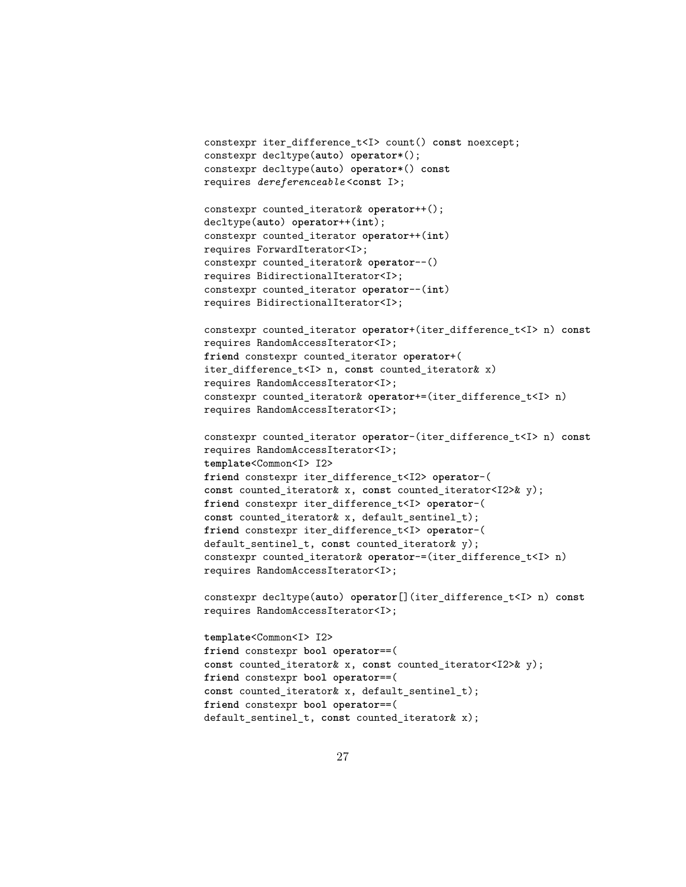```
constexpr iter_difference_t<I> count() const noexcept;
constexpr decltype(auto) operator*();
constexpr decltype(auto) operator*() const
requires dereferenceable<const I>;

constexpr counted_iterator& operator++();
decltype(auto) operator++(int);
constexpr counted_iterator operator++(int)
requires ForwardIterator<I>;
constexpr counted_iterator& operator--()
requires BidirectionalIterator<I>;
constexpr counted_iterator operator--(int)
requires BidirectionalIterator<I>;

constexpr counted_iterator operator+(iter_difference_t<I> n) const
requires RandomAccessIterator<I>;
friend constexpr counted_iterator operator+(
iter_difference_t<I> n, const counted_iterator& x)
requires RandomAccessIterator<I>;
constexpr counted_iterator& operator+=(iter_difference_t<I> n)
requires RandomAccessIterator<I>;

constexpr counted_iterator operator-(iter_difference_t<I> n) const
requires RandomAccessIterator<I>;
template<Common<I> I2>
friend constexpr iter_difference_t<I2> operator-(
const counted_iterator& x, const counted_iterator<I2>& y);
friend constexpr iter_difference_t<I> operator-(
const counted_iterator& x, default_sentinel_t);
friend constexpr iter_difference_t<I> operator-(
default_sentinel_t, const counted_iterator& y);
constexpr counted_iterator& operator-=(iter_difference_t<I> n)
requires RandomAccessIterator<I>;

constexpr decltype(auto) operator[](iter_difference_t<I> n) const
requires RandomAccessIterator<I>;

template<Common<I> I2>
friend constexpr bool operator==(
const counted_iterator& x, const counted_iterator<I2>& y);
friend constexpr bool operator==(
const counted_iterator& x, default_sentinel_t);
friend constexpr bool operator==(
default_sentinel_t, const counted_iterator& x);
```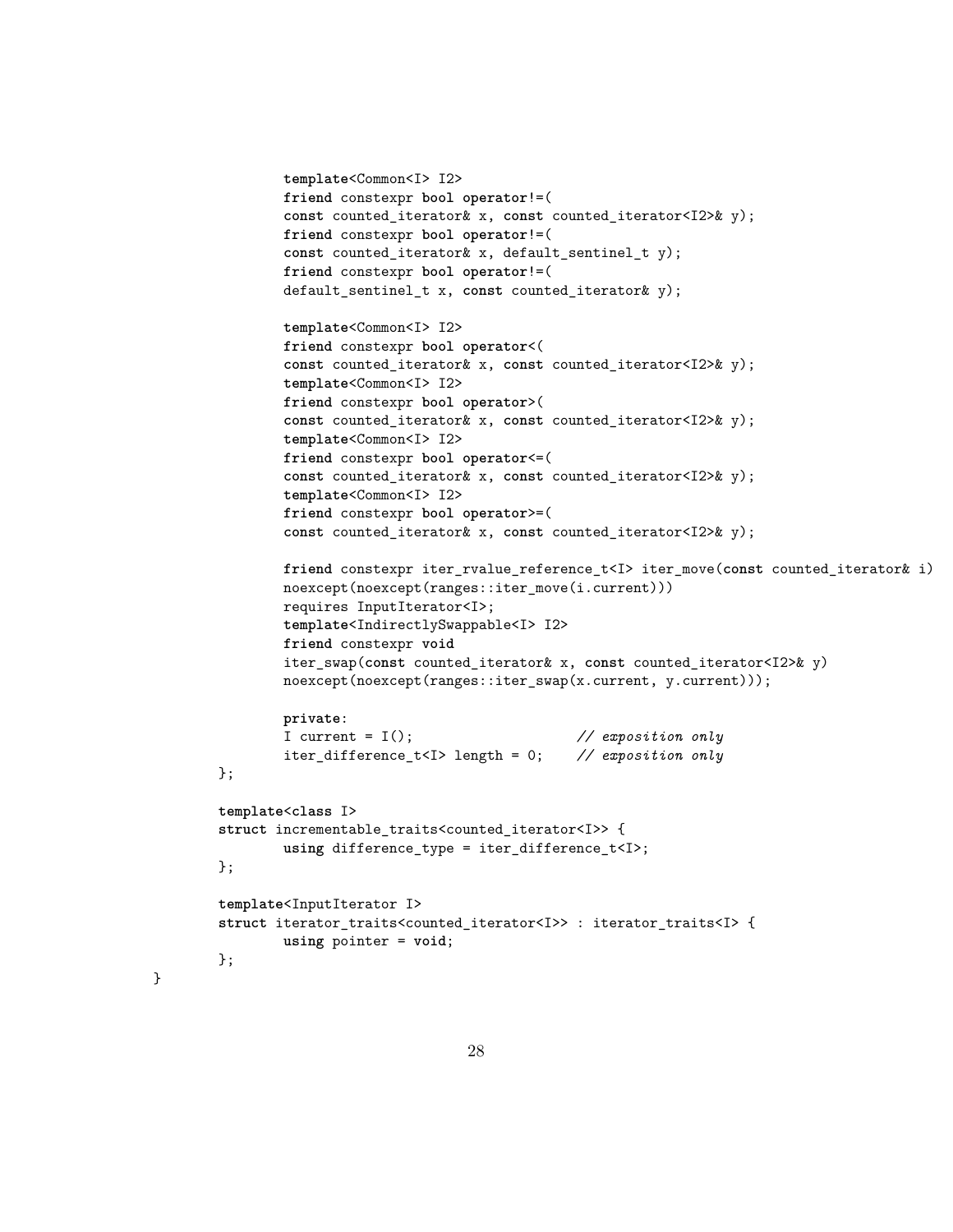```
        template<Common<I> I2>
        friend constexpr bool operator!=(
        const counted_iterator& x, const counted_iterator<I2>& y);
        friend constexpr bool operator!=(
        const counted_iterator& x, default_sentinel_t y);
        friend constexpr bool operator!=(
        default_sentinel_t x, const counted_iterator& y);

        template<Common<I> I2>
        friend constexpr bool operator<(
        const counted_iterator& x, const counted_iterator<I2>& y);
        template<Common<I> I2>
        friend constexpr bool operator>(
        const counted_iterator& x, const counted_iterator<I2>& y);
        template<Common<I> I2>
        friend constexpr bool operator<=(
        const counted_iterator& x, const counted_iterator<I2>& y);
        template<Common<I> I2>
        friend constexpr bool operator>=(
        const counted_iterator& x, const counted_iterator<I2>& y);

        friend constexpr iter_rvalue_reference_t<I> iter_move(const counted_iterator& i)
        noexcept(noexcept(ranges::iter_move(i.current)))
        requires InputIterator<I>;
        template<IndirectlySwappable<I> I2>
        friend constexpr void
        iter_swap(const counted_iterator& x, const counted_iterator<I2>& y)
        noexcept(noexcept(ranges::iter_swap(x.current, y.current)));

        private:
        I current = I();                    // exposition only
        iter_difference_t<I> length = 0;    // exposition only
    };

    template<class I>
    struct incrementable_traits<counted_iterator<I>> {
        using difference_type = iter_difference_t<I>;
    };

    template<InputIterator I>
    struct iterator_traits<counted_iterator<I>> : iterator_traits<I> {
        using pointer = void;
    };
}
```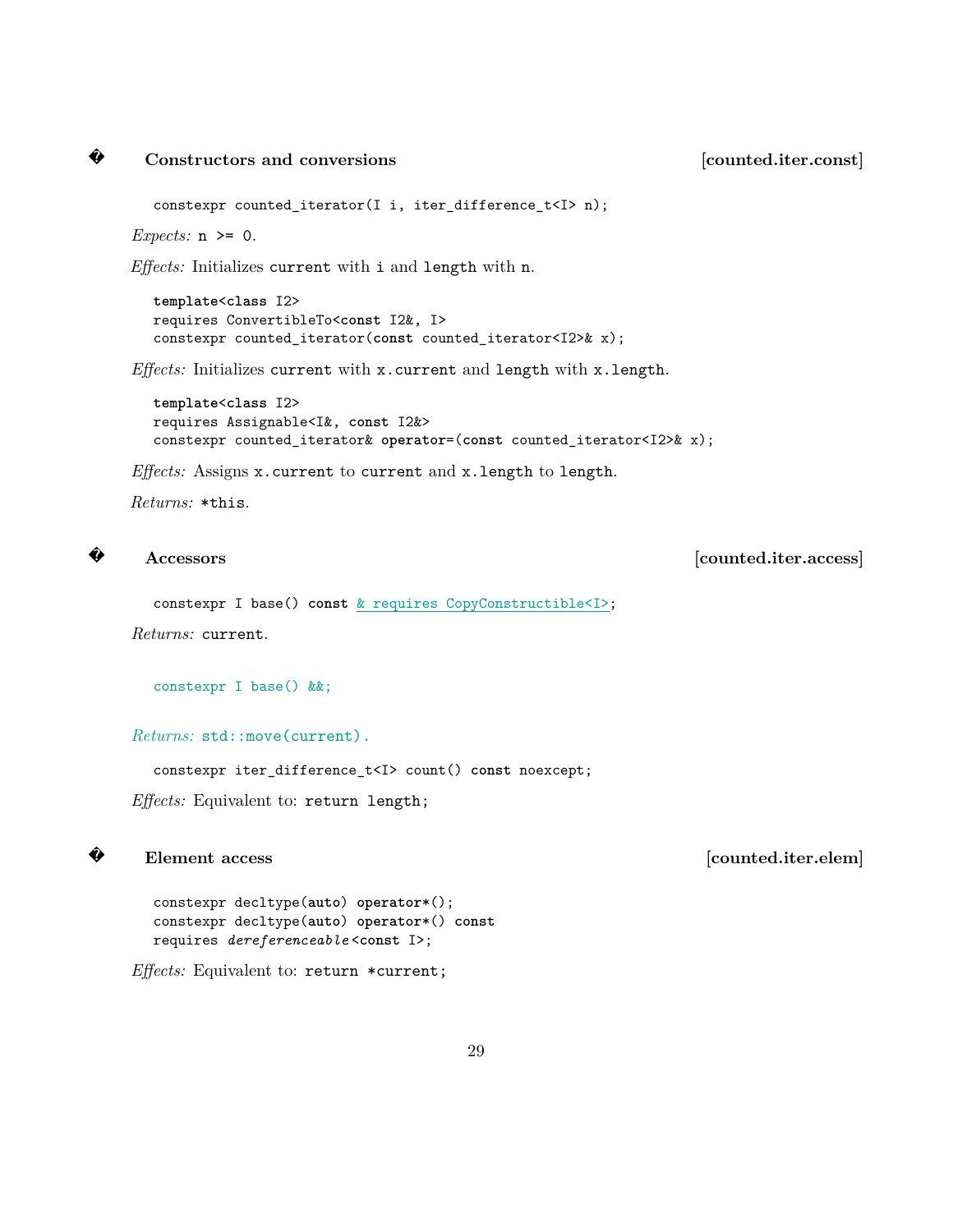## � Constructors and conversions [counted.iter.const]

```
constexpr counted_iterator(I i, iter_difference_t<I> n);
```

*Expects:* `n >= 0`.

*Effects:* Initializes `current` with `i` and `length` with `n`.

```
template<class I2>
requires ConvertibleTo<const I2&, I>
constexpr counted_iterator(const counted_iterator<I2>& x);
```

*Effects:* Initializes `current` with `x.current` and `length` with `x.length`.

```
template<class I2>
requires Assignable<I&, const I2&>
constexpr counted_iterator& operator=(const counted_iterator<I2>& x);
```

*Effects:* Assigns `x.current` to `current` and `x.length` to `length`.

*Returns:* `*this`.

## � Accessors [counted.iter.access]

```
constexpr I base() const & requires CopyConstructible<I>;
```

*Returns:* `current`.

```
constexpr I base() &&;
```

*Returns:* `std::move(current)`.

```
constexpr iter_difference_t<I> count() const noexcept;
```

*Effects:* Equivalent to: `return length;`

## � Element access [counted.iter.elem]

```
constexpr decltype(auto) operator*();
constexpr decltype(auto) operator*() const
requires dereferenceable<const I>;
```

*Effects:* Equivalent to: `return *current;`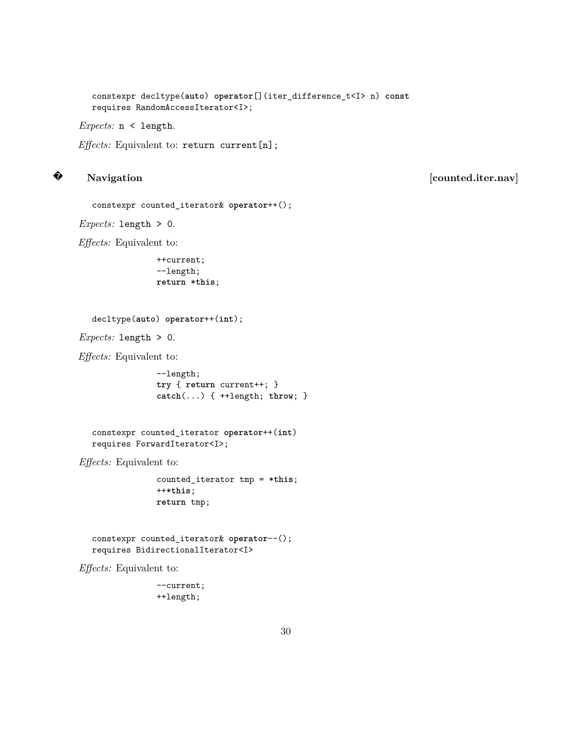```
constexpr decltype(auto) operator[](iter_difference_t<I> n) const
requires RandomAccessIterator<I>;
```

*Expects:* `n < length`.

*Effects:* Equivalent to: `return current[n];`

### � Navigation [counted.iter.nav]

```
constexpr counted_iterator& operator++();
```

*Expects:* `length > 0`.

*Effects:* Equivalent to:

```
++current;
--length;
return *this;
```

```
decltype(auto) operator++(int);
```

*Expects:* `length > 0`.

*Effects:* Equivalent to:

```
--length;
try { return current++; }
catch(...) { ++length; throw; }
```

```
constexpr counted_iterator operator++(int)
requires ForwardIterator<I>;
```

*Effects:* Equivalent to:

```
counted_iterator tmp = *this;
++*this;
return tmp;
```

```
constexpr counted_iterator& operator--();
requires BidirectionalIterator<I>
```

*Effects:* Equivalent to:

```
--current;
++length;
```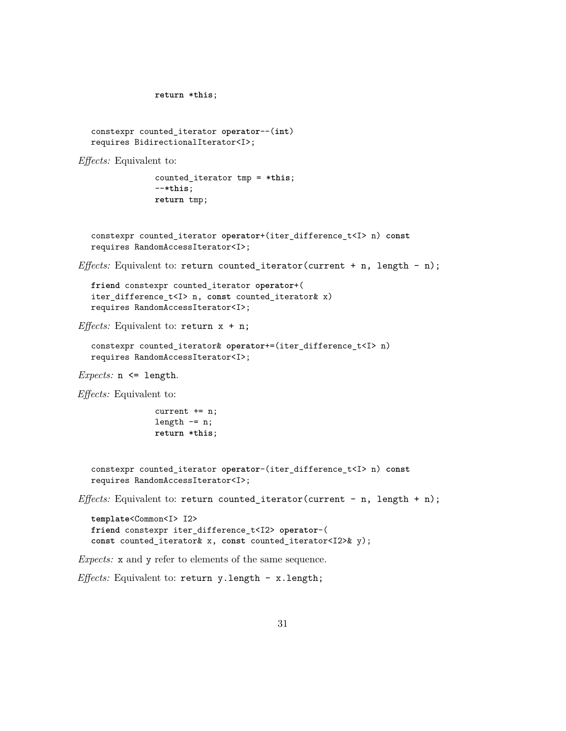```
return *this;
```

```
constexpr counted_iterator operator--(int)
requires BidirectionalIterator<I>;
```

*Effects:* Equivalent to:

```
counted_iterator tmp = *this;
--*this;
return tmp;
```

```
constexpr counted_iterator operator+(iter_difference_t<I> n) const
requires RandomAccessIterator<I>;
```

*Effects:* Equivalent to: `return counted_iterator(current + n, length - n);`

```
friend constexpr counted_iterator operator+(
iter_difference_t<I> n, const counted_iterator& x)
requires RandomAccessIterator<I>;
```

*Effects:* Equivalent to: `return x + n;`

```
constexpr counted_iterator& operator+=(iter_difference_t<I> n)
requires RandomAccessIterator<I>;
```

*Expects:* `n <= length`.

*Effects:* Equivalent to:

```
current += n;
length -= n;
return *this;
```

```
constexpr counted_iterator operator-(iter_difference_t<I> n) const
requires RandomAccessIterator<I>;
```

*Effects:* Equivalent to: `return counted_iterator(current - n, length + n);`

```
template<Common<I> I2>
friend constexpr iter_difference_t<I2> operator-(
const counted_iterator& x, const counted_iterator<I2>& y);
```

*Expects:* `x` and `y` refer to elements of the same sequence.

*Effects:* Equivalent to: `return y.length - x.length;`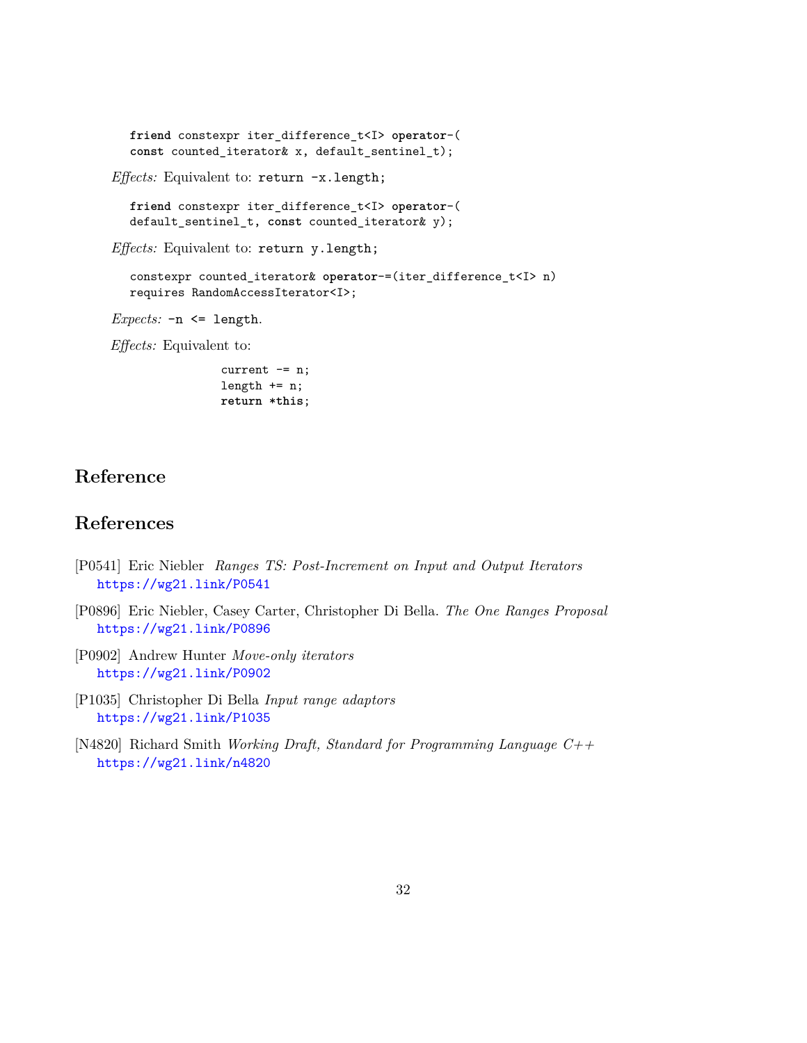```
friend constexpr iter_difference_t<I> operator-(
const counted_iterator& x, default_sentinel_t);
```

*Effects:* Equivalent to: `return -x.length;`

```
friend constexpr iter_difference_t<I> operator-(
default_sentinel_t, const counted_iterator& y);
```

*Effects:* Equivalent to: `return y.length;`

```
constexpr counted_iterator& operator-=(iter_difference_t<I> n)
requires RandomAccessIterator<I>;
```

*Expects:* `-n <= length`.

*Effects:* Equivalent to:

```
current -= n;
length += n;
return *this;
```

# Reference

# References

[P0541] Eric Niebler *Ranges TS: Post-Increment on Input and Output Iterators*
https://wg21.link/P0541

[P0896] Eric Niebler, Casey Carter, Christopher Di Bella. *The One Ranges Proposal*
https://wg21.link/P0896

[P0902] Andrew Hunter *Move-only iterators*
https://wg21.link/P0902

[P1035] Christopher Di Bella *Input range adaptors*
https://wg21.link/P1035

[N4820] Richard Smith *Working Draft, Standard for Programming Language C++*
https://wg21.link/n4820